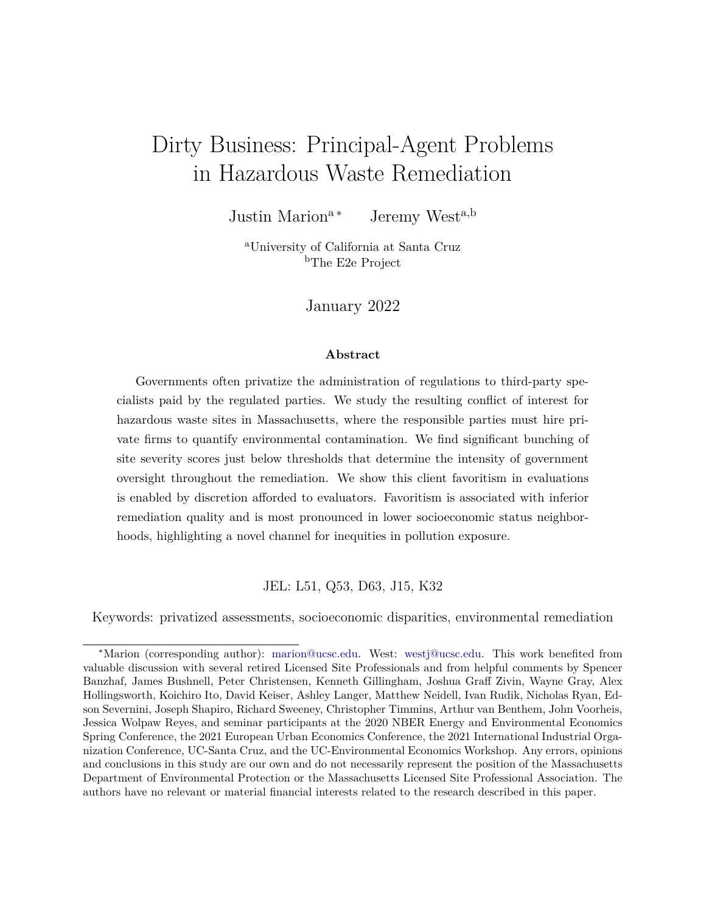# Dirty Business: Principal-Agent Problems in Hazardous Waste Remediation

Justin Marion[a] * Jeremy West[a,b]

[a]University of California at Santa Cruz
[b]The E2e Project

January 2022

**Abstract**

Governments often privatize the administration of regulations to third-party specialists paid by the regulated parties. We study the resulting conflict of interest for hazardous waste sites in Massachusetts, where the responsible parties must hire private firms to quantify environmental contamination. We find significant bunching of site severity scores just below thresholds that determine the intensity of government oversight throughout the remediation. We show this client favoritism in evaluations is enabled by discretion afforded to evaluators. Favoritism is associated with inferior remediation quality and is most pronounced in lower socioeconomic status neighborhoods, highlighting a novel channel for inequities in pollution exposure.

JEL: L51, Q53, D63, J15, K32

Keywords: privatized assessments, socioeconomic disparities, environmental remediation

*Marion (corresponding author): marion@ucsc.edu. West: westj@ucsc.edu. This work benefited from valuable discussion with several retired Licensed Site Professionals and from helpful comments by Spencer Banzhaf, James Bushnell, Peter Christensen, Kenneth Gillingham, Joshua Graff Zivin, Wayne Gray, Alex Hollingsworth, Koichiro Ito, David Keiser, Ashley Langer, Matthew Neidell, Ivan Rudik, Nicholas Ryan, Edson Severnini, Joseph Shapiro, Richard Sweeney, Christopher Timmins, Arthur van Benthem, John Voorheis, Jessica Wolpaw Reyes, and seminar participants at the 2020 NBER Energy and Environmental Economics Spring Conference, the 2021 European Urban Economics Conference, the 2021 International Industrial Organization Conference, UC-Santa Cruz, and the UC-Environmental Economics Workshop. Any errors, opinions and conclusions in this study are our own and do not necessarily represent the position of the Massachusetts Department of Environmental Protection or the Massachusetts Licensed Site Professional Association. The authors have no relevant or material financial interests related to the research described in this paper.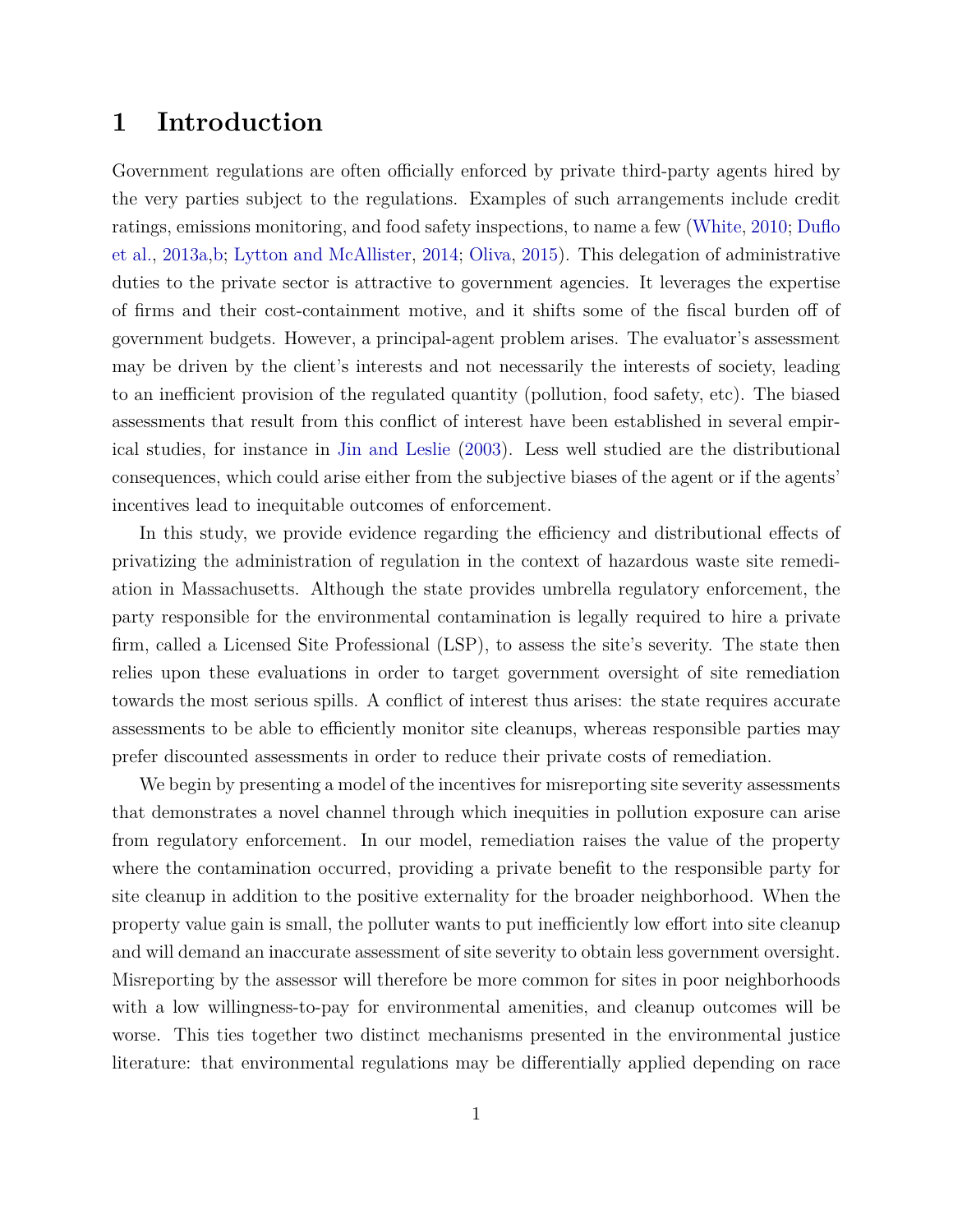# 1 Introduction

Government regulations are often officially enforced by private third-party agents hired by the very parties subject to the regulations. Examples of such arrangements include credit ratings, emissions monitoring, and food safety inspections, to name a few (White, 2010; Duflo et al., 2013a,b; Lytton and McAllister, 2014; Oliva, 2015). This delegation of administrative duties to the private sector is attractive to government agencies. It leverages the expertise of firms and their cost-containment motive, and it shifts some of the fiscal burden off of government budgets. However, a principal-agent problem arises. The evaluator's assessment may be driven by the client's interests and not necessarily the interests of society, leading to an inefficient provision of the regulated quantity (pollution, food safety, etc). The biased assessments that result from this conflict of interest have been established in several empirical studies, for instance in Jin and Leslie (2003). Less well studied are the distributional consequences, which could arise either from the subjective biases of the agent or if the agents' incentives lead to inequitable outcomes of enforcement.

In this study, we provide evidence regarding the efficiency and distributional effects of privatizing the administration of regulation in the context of hazardous waste site remediation in Massachusetts. Although the state provides umbrella regulatory enforcement, the party responsible for the environmental contamination is legally required to hire a private firm, called a Licensed Site Professional (LSP), to assess the site's severity. The state then relies upon these evaluations in order to target government oversight of site remediation towards the most serious spills. A conflict of interest thus arises: the state requires accurate assessments to be able to efficiently monitor site cleanups, whereas responsible parties may prefer discounted assessments in order to reduce their private costs of remediation.

We begin by presenting a model of the incentives for misreporting site severity assessments that demonstrates a novel channel through which inequities in pollution exposure can arise from regulatory enforcement. In our model, remediation raises the value of the property where the contamination occurred, providing a private benefit to the responsible party for site cleanup in addition to the positive externality for the broader neighborhood. When the property value gain is small, the polluter wants to put inefficiently low effort into site cleanup and will demand an inaccurate assessment of site severity to obtain less government oversight. Misreporting by the assessor will therefore be more common for sites in poor neighborhoods with a low willingness-to-pay for environmental amenities, and cleanup outcomes will be worse. This ties together two distinct mechanisms presented in the environmental justice literature: that environmental regulations may be differentially applied depending on race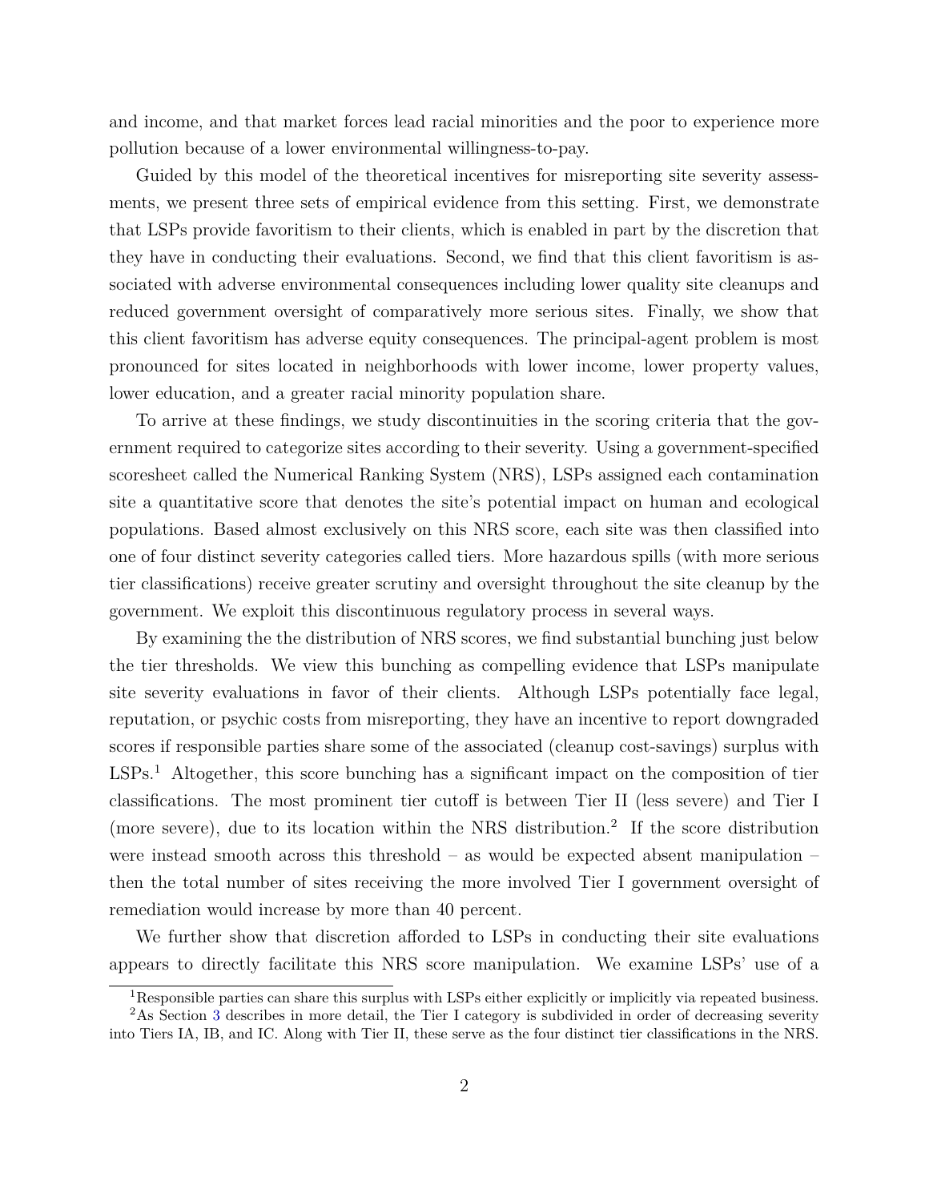and income, and that market forces lead racial minorities and the poor to experience more pollution because of a lower environmental willingness-to-pay.

Guided by this model of the theoretical incentives for misreporting site severity assessments, we present three sets of empirical evidence from this setting. First, we demonstrate that LSPs provide favoritism to their clients, which is enabled in part by the discretion that they have in conducting their evaluations. Second, we find that this client favoritism is associated with adverse environmental consequences including lower quality site cleanups and reduced government oversight of comparatively more serious sites. Finally, we show that this client favoritism has adverse equity consequences. The principal-agent problem is most pronounced for sites located in neighborhoods with lower income, lower property values, lower education, and a greater racial minority population share.

To arrive at these findings, we study discontinuities in the scoring criteria that the government required to categorize sites according to their severity. Using a government-specified scoresheet called the Numerical Ranking System (NRS), LSPs assigned each contamination site a quantitative score that denotes the site's potential impact on human and ecological populations. Based almost exclusively on this NRS score, each site was then classified into one of four distinct severity categories called tiers. More hazardous spills (with more serious tier classifications) receive greater scrutiny and oversight throughout the site cleanup by the government. We exploit this discontinuous regulatory process in several ways.

By examining the the distribution of NRS scores, we find substantial bunching just below the tier thresholds. We view this bunching as compelling evidence that LSPs manipulate site severity evaluations in favor of their clients. Although LSPs potentially face legal, reputation, or psychic costs from misreporting, they have an incentive to report downgraded scores if responsible parties share some of the associated (cleanup cost-savings) surplus with LSPs.[1] Altogether, this score bunching has a significant impact on the composition of tier classifications. The most prominent tier cutoff is between Tier II (less severe) and Tier I (more severe), due to its location within the NRS distribution.[2] If the score distribution were instead smooth across this threshold – as would be expected absent manipulation – then the total number of sites receiving the more involved Tier I government oversight of remediation would increase by more than 40 percent.

We further show that discretion afforded to LSPs in conducting their site evaluations appears to directly facilitate this NRS score manipulation. We examine LSPs' use of a

[1] Responsible parties can share this surplus with LSPs either explicitly or implicitly via repeated business.

[2] As Section 3 describes in more detail, the Tier I category is subdivided in order of decreasing severity into Tiers IA, IB, and IC. Along with Tier II, these serve as the four distinct tier classifications in the NRS.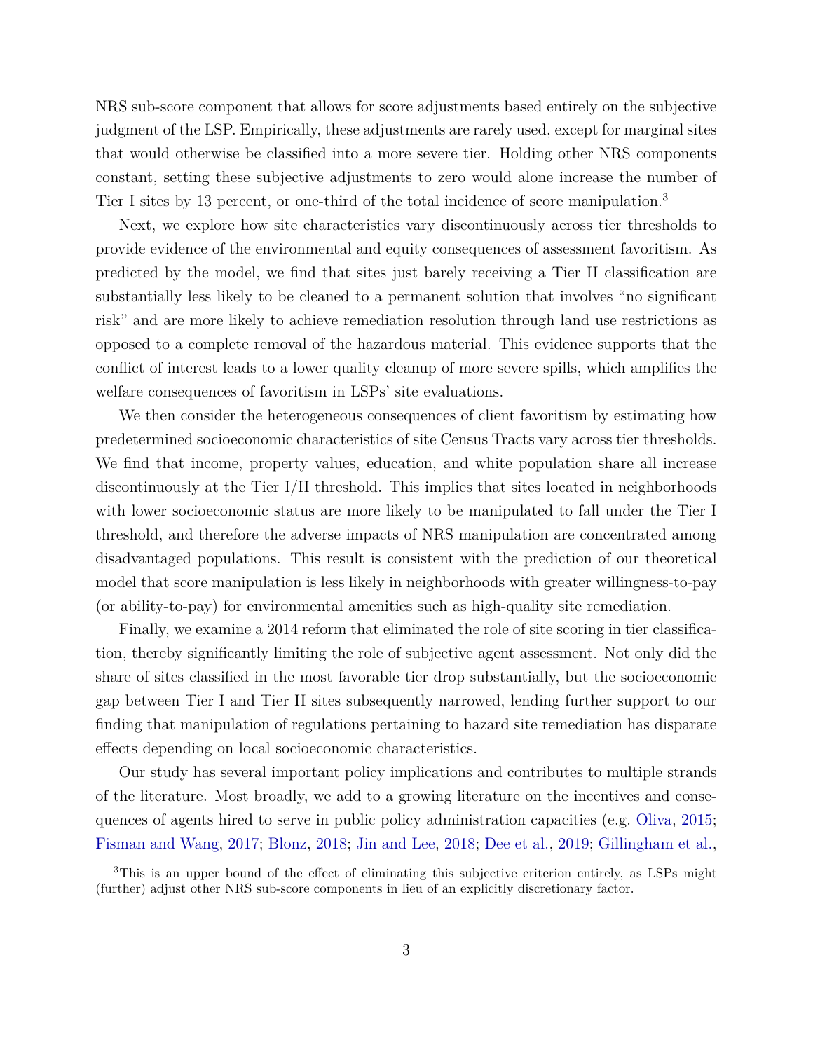NRS sub-score component that allows for score adjustments based entirely on the subjective judgment of the LSP. Empirically, these adjustments are rarely used, except for marginal sites that would otherwise be classified into a more severe tier. Holding other NRS components constant, setting these subjective adjustments to zero would alone increase the number of Tier I sites by 13 percent, or one-third of the total incidence of score manipulation.[3]

Next, we explore how site characteristics vary discontinuously across tier thresholds to provide evidence of the environmental and equity consequences of assessment favoritism. As predicted by the model, we find that sites just barely receiving a Tier II classification are substantially less likely to be cleaned to a permanent solution that involves "no significant risk" and are more likely to achieve remediation resolution through land use restrictions as opposed to a complete removal of the hazardous material. This evidence supports that the conflict of interest leads to a lower quality cleanup of more severe spills, which amplifies the welfare consequences of favoritism in LSPs' site evaluations.

We then consider the heterogeneous consequences of client favoritism by estimating how predetermined socioeconomic characteristics of site Census Tracts vary across tier thresholds. We find that income, property values, education, and white population share all increase discontinuously at the Tier I/II threshold. This implies that sites located in neighborhoods with lower socioeconomic status are more likely to be manipulated to fall under the Tier I threshold, and therefore the adverse impacts of NRS manipulation are concentrated among disadvantaged populations. This result is consistent with the prediction of our theoretical model that score manipulation is less likely in neighborhoods with greater willingness-to-pay (or ability-to-pay) for environmental amenities such as high-quality site remediation.

Finally, we examine a 2014 reform that eliminated the role of site scoring in tier classification, thereby significantly limiting the role of subjective agent assessment. Not only did the share of sites classified in the most favorable tier drop substantially, but the socioeconomic gap between Tier I and Tier II sites subsequently narrowed, lending further support to our finding that manipulation of regulations pertaining to hazard site remediation has disparate effects depending on local socioeconomic characteristics.

Our study has several important policy implications and contributes to multiple strands of the literature. Most broadly, we add to a growing literature on the incentives and consequences of agents hired to serve in public policy administration capacities (e.g. Oliva, 2015; Fisman and Wang, 2017; Blonz, 2018; Jin and Lee, 2018; Dee et al., 2019; Gillingham et al.,

[3] This is an upper bound of the effect of eliminating this subjective criterion entirely, as LSPs might (further) adjust other NRS sub-score components in lieu of an explicitly discretionary factor.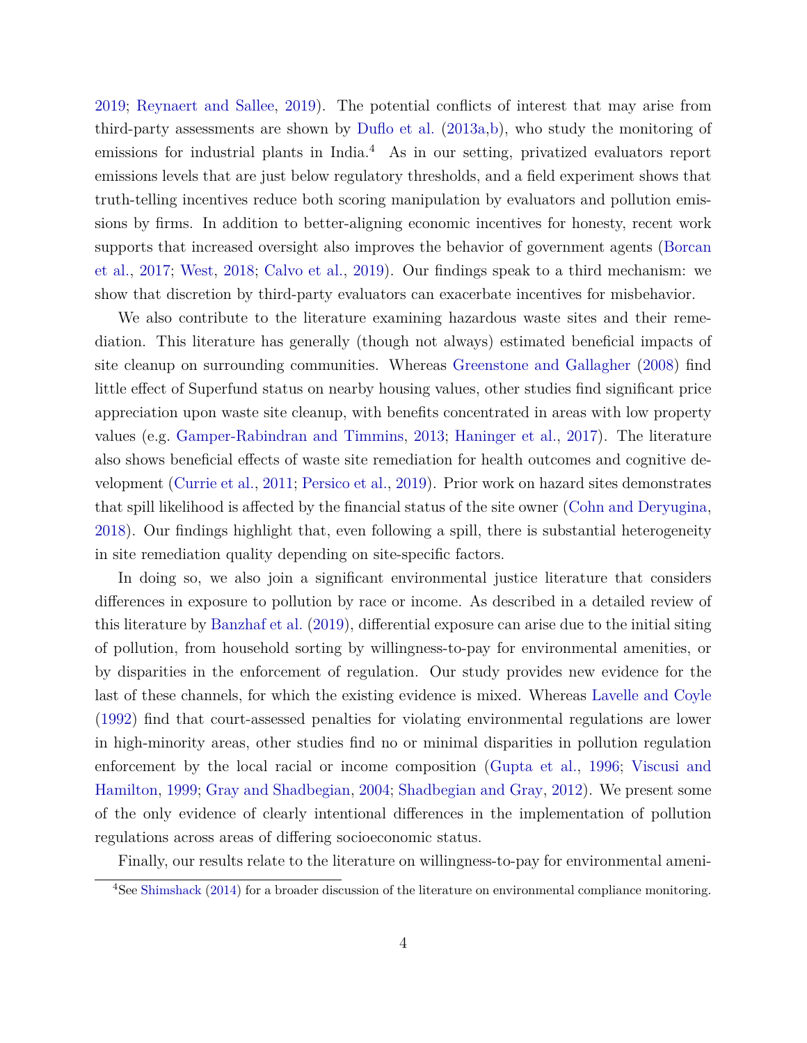2019; Reynaert and Sallee, 2019). The potential conflicts of interest that may arise from third-party assessments are shown by Duflo et al. (2013a,b), who study the monitoring of emissions for industrial plants in India.[4] As in our setting, privatized evaluators report emissions levels that are just below regulatory thresholds, and a field experiment shows that truth-telling incentives reduce both scoring manipulation by evaluators and pollution emissions by firms. In addition to better-aligning economic incentives for honesty, recent work supports that increased oversight also improves the behavior of government agents (Borcan et al., 2017; West, 2018; Calvo et al., 2019). Our findings speak to a third mechanism: we show that discretion by third-party evaluators can exacerbate incentives for misbehavior.

We also contribute to the literature examining hazardous waste sites and their remediation. This literature has generally (though not always) estimated beneficial impacts of site cleanup on surrounding communities. Whereas Greenstone and Gallagher (2008) find little effect of Superfund status on nearby housing values, other studies find significant price appreciation upon waste site cleanup, with benefits concentrated in areas with low property values (e.g. Gamper-Rabindran and Timmins, 2013; Haninger et al., 2017). The literature also shows beneficial effects of waste site remediation for health outcomes and cognitive development (Currie et al., 2011; Persico et al., 2019). Prior work on hazard sites demonstrates that spill likelihood is affected by the financial status of the site owner (Cohn and Deryugina, 2018). Our findings highlight that, even following a spill, there is substantial heterogeneity in site remediation quality depending on site-specific factors.

In doing so, we also join a significant environmental justice literature that considers differences in exposure to pollution by race or income. As described in a detailed review of this literature by Banzhaf et al. (2019), differential exposure can arise due to the initial siting of pollution, from household sorting by willingness-to-pay for environmental amenities, or by disparities in the enforcement of regulation. Our study provides new evidence for the last of these channels, for which the existing evidence is mixed. Whereas Lavelle and Coyle (1992) find that court-assessed penalties for violating environmental regulations are lower in high-minority areas, other studies find no or minimal disparities in pollution regulation enforcement by the local racial or income composition (Gupta et al., 1996; Viscusi and Hamilton, 1999; Gray and Shadbegian, 2004; Shadbegian and Gray, 2012). We present some of the only evidence of clearly intentional differences in the implementation of pollution regulations across areas of differing socioeconomic status.

Finally, our results relate to the literature on willingness-to-pay for environmental ameni-

[4] See Shimshack (2014) for a broader discussion of the literature on environmental compliance monitoring.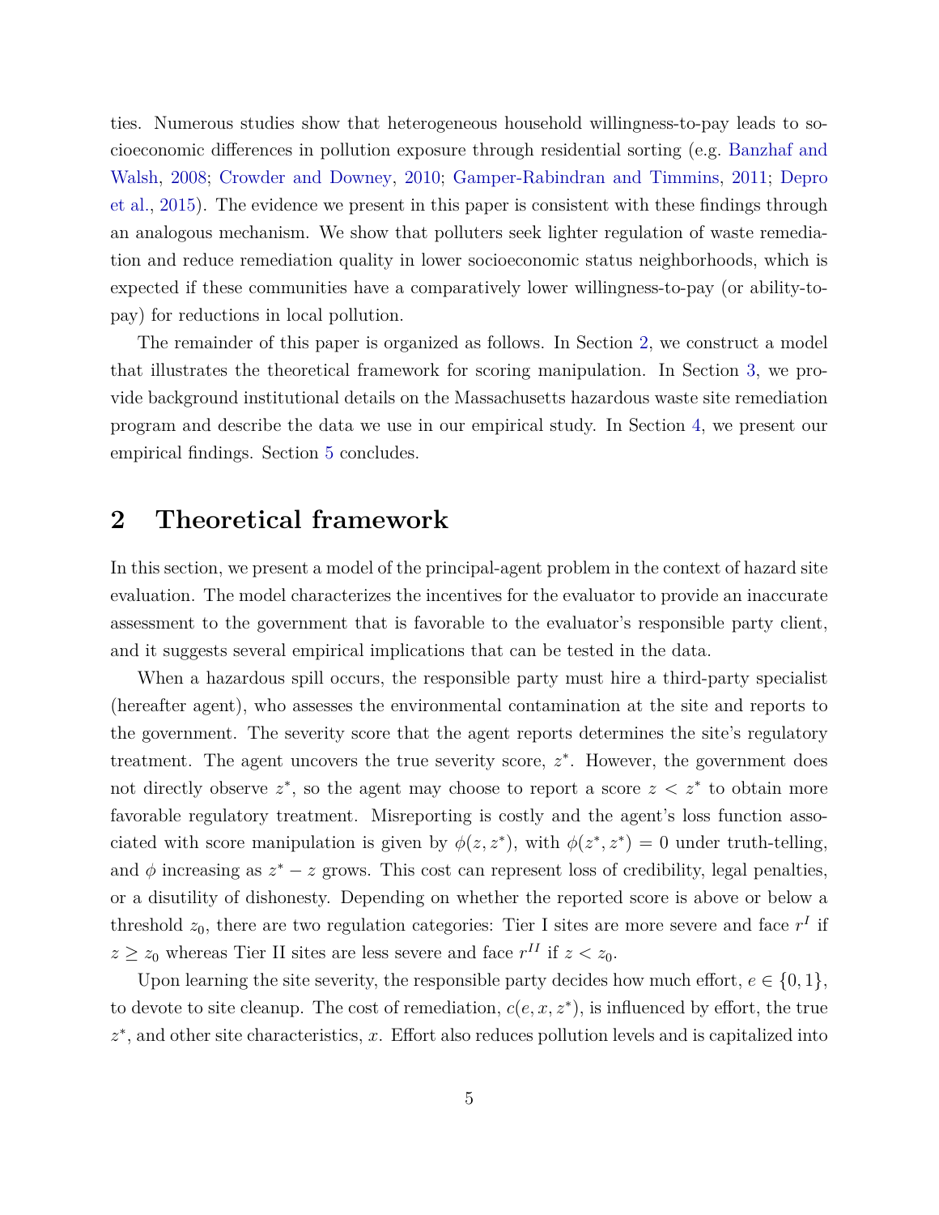ties. Numerous studies show that heterogeneous household willingness-to-pay leads to socioeconomic differences in pollution exposure through residential sorting (e.g. Banzhaf and Walsh, 2008; Crowder and Downey, 2010; Gamper-Rabindran and Timmins, 2011; Depro et al., 2015). The evidence we present in this paper is consistent with these findings through an analogous mechanism. We show that polluters seek lighter regulation of waste remediation and reduce remediation quality in lower socioeconomic status neighborhoods, which is expected if these communities have a comparatively lower willingness-to-pay (or ability-to-pay) for reductions in local pollution.

The remainder of this paper is organized as follows. In Section 2, we construct a model that illustrates the theoretical framework for scoring manipulation. In Section 3, we provide background institutional details on the Massachusetts hazardous waste site remediation program and describe the data we use in our empirical study. In Section 4, we present our empirical findings. Section 5 concludes.

# 2 Theoretical framework

In this section, we present a model of the principal-agent problem in the context of hazard site evaluation. The model characterizes the incentives for the evaluator to provide an inaccurate assessment to the government that is favorable to the evaluator's responsible party client, and it suggests several empirical implications that can be tested in the data.

When a hazardous spill occurs, the responsible party must hire a third-party specialist (hereafter agent), who assesses the environmental contamination at the site and reports to the government. The severity score that the agent reports determines the site's regulatory treatment. The agent uncovers the true severity score, $z^*$. However, the government does not directly observe $z^*$, so the agent may choose to report a score $z < z^*$ to obtain more favorable regulatory treatment. Misreporting is costly and the agent's loss function associated with score manipulation is given by $\phi(z, z^*)$, with $\phi(z^*, z^*) = 0$ under truth-telling, and $\phi$ increasing as $z^* - z$ grows. This cost can represent loss of credibility, legal penalties, or a disutility of dishonesty. Depending on whether the reported score is above or below a threshold $z_0$, there are two regulation categories: Tier I sites are more severe and face $r^I$ if $z \geq z_0$ whereas Tier II sites are less severe and face $r^{II}$ if $z < z_0$.

Upon learning the site severity, the responsible party decides how much effort, $e \in \{0, 1\}$, to devote to site cleanup. The cost of remediation, $c(e, x, z^*)$, is influenced by effort, the true $z^*$, and other site characteristics, $x$. Effort also reduces pollution levels and is capitalized into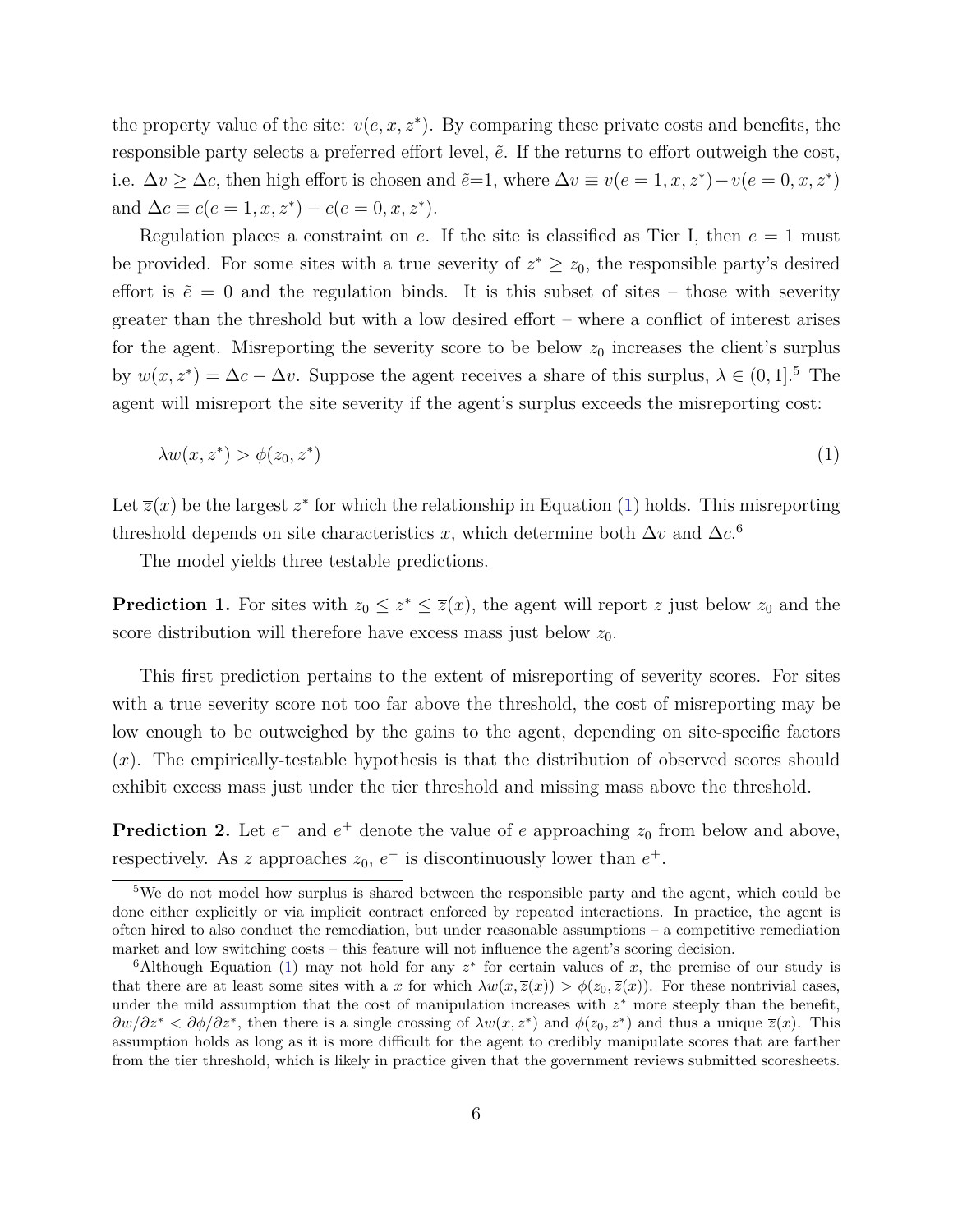the property value of the site: $v(e, x, z^*)$. By comparing these private costs and benefits, the responsible party selects a preferred effort level, $\tilde{e}$. If the returns to effort outweigh the cost, i.e. $\Delta v \geq \Delta c$, then high effort is chosen and $\tilde{e}$=1, where $\Delta v \equiv v(e = 1, x, z^*) - v(e = 0, x, z^*)$ and $\Delta c \equiv c(e = 1, x, z^*) - c(e = 0, x, z^*)$.

Regulation places a constraint on $e$. If the site is classified as Tier I, then $e = 1$ must be provided. For some sites with a true severity of $z^* \geq z_0$, the responsible party's desired effort is $\tilde{e} = 0$ and the regulation binds. It is this subset of sites – those with severity greater than the threshold but with a low desired effort – where a conflict of interest arises for the agent. Misreporting the severity score to be below $z_0$ increases the client's surplus by $w(x, z^*) = \Delta c - \Delta v$. Suppose the agent receives a share of this surplus, $\lambda \in (0, 1]$.[5] The agent will misreport the site severity if the agent's surplus exceeds the misreporting cost:

$$\lambda w(x, z^*) > \phi(z_0, z^*) \tag{1}$$

Let $\overline{z}(x)$ be the largest $z^*$ for which the relationship in Equation (1) holds. This misreporting threshold depends on site characteristics $x$, which determine both $\Delta v$ and $\Delta c$.[6]

The model yields three testable predictions.

**Prediction 1.** For sites with $z_0 \leq z^* \leq \overline{z}(x)$, the agent will report $z$ just below $z_0$ and the score distribution will therefore have excess mass just below $z_0$.

This first prediction pertains to the extent of misreporting of severity scores. For sites with a true severity score not too far above the threshold, the cost of misreporting may be low enough to be outweighed by the gains to the agent, depending on site-specific factors ($x$). The empirically-testable hypothesis is that the distribution of observed scores should exhibit excess mass just under the tier threshold and missing mass above the threshold.

**Prediction 2.** Let $e^-$ and $e^+$ denote the value of $e$ approaching $z_0$ from below and above, respectively. As $z$ approaches $z_0$, $e^-$ is discontinuously lower than $e^+$.

---

[5] We do not model how surplus is shared between the responsible party and the agent, which could be done either explicitly or via implicit contract enforced by repeated interactions. In practice, the agent is often hired to also conduct the remediation, but under reasonable assumptions – a competitive remediation market and low switching costs – this feature will not influence the agent's scoring decision.

[6] Although Equation (1) may not hold for any $z^*$ for certain values of $x$, the premise of our study is that there are at least some sites with a $x$ for which $\lambda w(x, \overline{z}(x)) > \phi(z_0, \overline{z}(x))$. For these nontrivial cases, under the mild assumption that the cost of manipulation increases with $z^*$ more steeply than the benefit, $\partial w / \partial z^* < \partial \phi / \partial z^*$, then there is a single crossing of $\lambda w(x, z^*)$ and $\phi(z_0, z^*)$ and thus a unique $\overline{z}(x)$. This assumption holds as long as it is more difficult for the agent to credibly manipulate scores that are farther from the tier threshold, which is likely in practice given that the government reviews submitted scoresheets.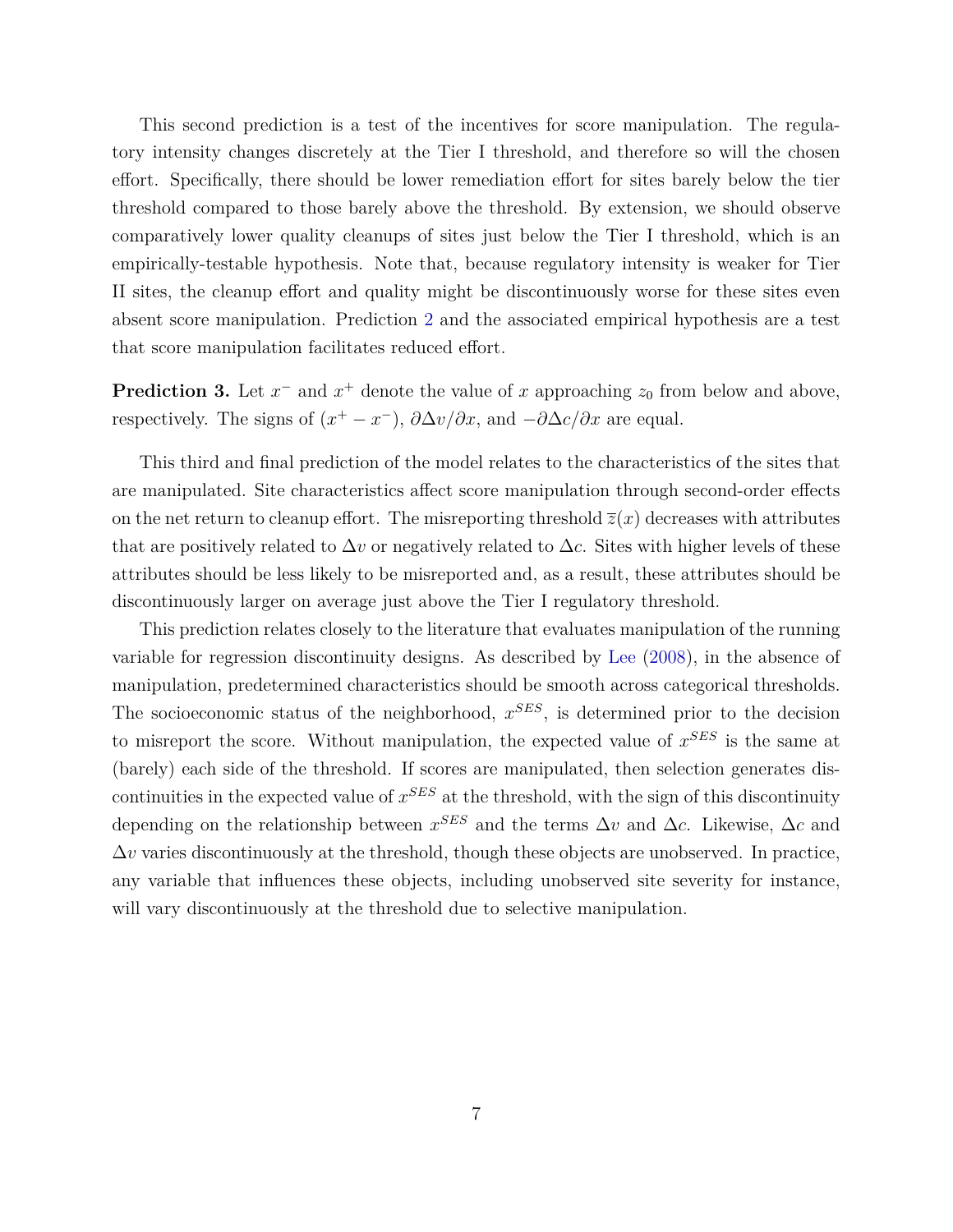This second prediction is a test of the incentives for score manipulation. The regulatory intensity changes discretely at the Tier I threshold, and therefore so will the chosen effort. Specifically, there should be lower remediation effort for sites barely below the tier threshold compared to those barely above the threshold. By extension, we should observe comparatively lower quality cleanups of sites just below the Tier I threshold, which is an empirically-testable hypothesis. Note that, because regulatory intensity is weaker for Tier II sites, the cleanup effort and quality might be discontinuously worse for these sites even absent score manipulation. Prediction 2 and the associated empirical hypothesis are a test that score manipulation facilitates reduced effort.

**Prediction 3.** Let $x^-$ and $x^+$ denote the value of $x$ approaching $z_0$ from below and above, respectively. The signs of $(x^+ - x^-)$, $\partial \Delta v / \partial x$, and $-\partial \Delta c / \partial x$ are equal.

This third and final prediction of the model relates to the characteristics of the sites that are manipulated. Site characteristics affect score manipulation through second-order effects on the net return to cleanup effort. The misreporting threshold $\overline{z}(x)$ decreases with attributes that are positively related to $\Delta v$ or negatively related to $\Delta c$. Sites with higher levels of these attributes should be less likely to be misreported and, as a result, these attributes should be discontinuously larger on average just above the Tier I regulatory threshold.

This prediction relates closely to the literature that evaluates manipulation of the running variable for regression discontinuity designs. As described by Lee (2008), in the absence of manipulation, predetermined characteristics should be smooth across categorical thresholds. The socioeconomic status of the neighborhood, $x^{SES}$, is determined prior to the decision to misreport the score. Without manipulation, the expected value of $x^{SES}$ is the same at (barely) each side of the threshold. If scores are manipulated, then selection generates discontinuities in the expected value of $x^{SES}$ at the threshold, with the sign of this discontinuity depending on the relationship between $x^{SES}$ and the terms $\Delta v$ and $\Delta c$. Likewise, $\Delta c$ and $\Delta v$ varies discontinuously at the threshold, though these objects are unobserved. In practice, any variable that influences these objects, including unobserved site severity for instance, will vary discontinuously at the threshold due to selective manipulation.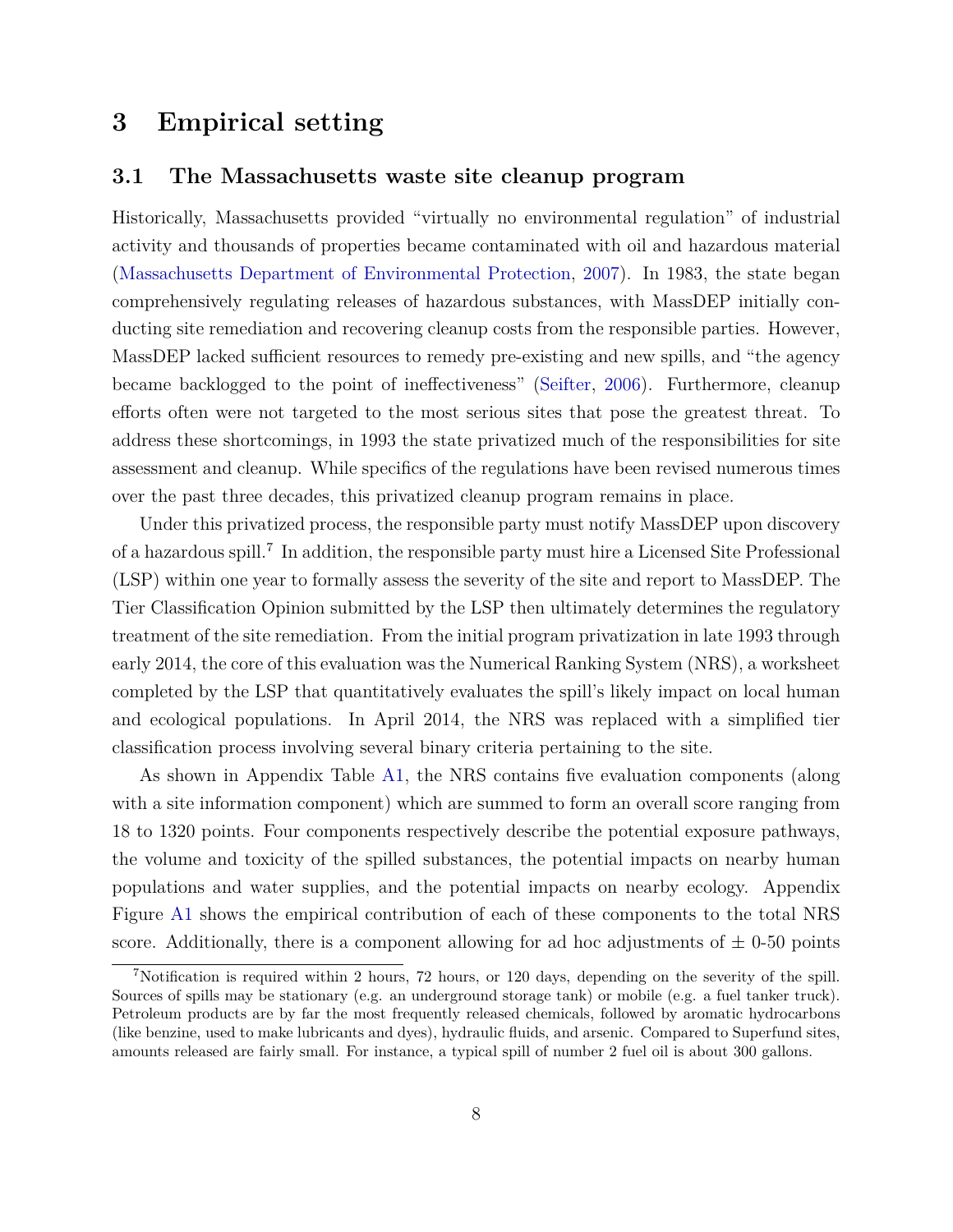# 3 Empirical setting

## 3.1 The Massachusetts waste site cleanup program

Historically, Massachusetts provided "virtually no environmental regulation" of industrial activity and thousands of properties became contaminated with oil and hazardous material (Massachusetts Department of Environmental Protection, 2007). In 1983, the state began comprehensively regulating releases of hazardous substances, with MassDEP initially conducting site remediation and recovering cleanup costs from the responsible parties. However, MassDEP lacked sufficient resources to remedy pre-existing and new spills, and "the agency became backlogged to the point of ineffectiveness" (Seifter, 2006). Furthermore, cleanup efforts often were not targeted to the most serious sites that pose the greatest threat. To address these shortcomings, in 1993 the state privatized much of the responsibilities for site assessment and cleanup. While specifics of the regulations have been revised numerous times over the past three decades, this privatized cleanup program remains in place.

Under this privatized process, the responsible party must notify MassDEP upon discovery of a hazardous spill.[7] In addition, the responsible party must hire a Licensed Site Professional (LSP) within one year to formally assess the severity of the site and report to MassDEP. The Tier Classification Opinion submitted by the LSP then ultimately determines the regulatory treatment of the site remediation. From the initial program privatization in late 1993 through early 2014, the core of this evaluation was the Numerical Ranking System (NRS), a worksheet completed by the LSP that quantitatively evaluates the spill's likely impact on local human and ecological populations. In April 2014, the NRS was replaced with a simplified tier classification process involving several binary criteria pertaining to the site.

As shown in Appendix Table A1, the NRS contains five evaluation components (along with a site information component) which are summed to form an overall score ranging from 18 to 1320 points. Four components respectively describe the potential exposure pathways, the volume and toxicity of the spilled substances, the potential impacts on nearby human populations and water supplies, and the potential impacts on nearby ecology. Appendix Figure A1 shows the empirical contribution of each of these components to the total NRS score. Additionally, there is a component allowing for ad hoc adjustments of ± 0-50 points

---

[7] Notification is required within 2 hours, 72 hours, or 120 days, depending on the severity of the spill. Sources of spills may be stationary (e.g. an underground storage tank) or mobile (e.g. a fuel tanker truck). Petroleum products are by far the most frequently released chemicals, followed by aromatic hydrocarbons (like benzine, used to make lubricants and dyes), hydraulic fluids, and arsenic. Compared to Superfund sites, amounts released are fairly small. For instance, a typical spill of number 2 fuel oil is about 300 gallons.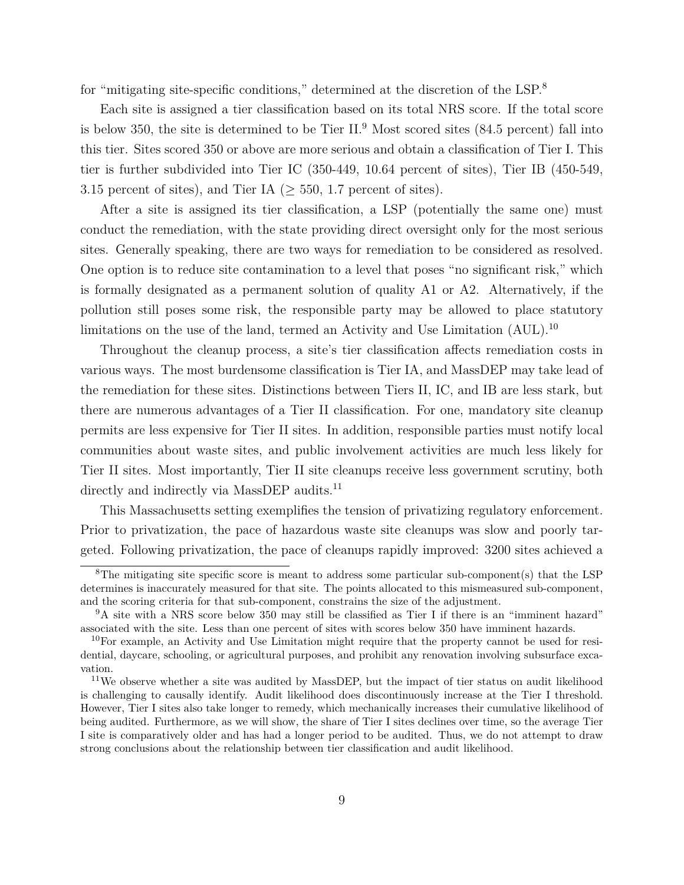for "mitigating site-specific conditions," determined at the discretion of the LSP.[8]

Each site is assigned a tier classification based on its total NRS score. If the total score is below 350, the site is determined to be Tier II.[9] Most scored sites (84.5 percent) fall into this tier. Sites scored 350 or above are more serious and obtain a classification of Tier I. This tier is further subdivided into Tier IC (350-449, 10.64 percent of sites), Tier IB (450-549, 3.15 percent of sites), and Tier IA ($\geq$ 550, 1.7 percent of sites).

After a site is assigned its tier classification, a LSP (potentially the same one) must conduct the remediation, with the state providing direct oversight only for the most serious sites. Generally speaking, there are two ways for remediation to be considered as resolved. One option is to reduce site contamination to a level that poses "no significant risk," which is formally designated as a permanent solution of quality A1 or A2. Alternatively, if the pollution still poses some risk, the responsible party may be allowed to place statutory limitations on the use of the land, termed an Activity and Use Limitation (AUL).[10]

Throughout the cleanup process, a site's tier classification affects remediation costs in various ways. The most burdensome classification is Tier IA, and MassDEP may take lead of the remediation for these sites. Distinctions between Tiers II, IC, and IB are less stark, but there are numerous advantages of a Tier II classification. For one, mandatory site cleanup permits are less expensive for Tier II sites. In addition, responsible parties must notify local communities about waste sites, and public involvement activities are much less likely for Tier II sites. Most importantly, Tier II site cleanups receive less government scrutiny, both directly and indirectly via MassDEP audits.[11]

This Massachusetts setting exemplifies the tension of privatizing regulatory enforcement. Prior to privatization, the pace of hazardous waste site cleanups was slow and poorly targeted. Following privatization, the pace of cleanups rapidly improved: 3200 sites achieved a

---

[8] The mitigating site specific score is meant to address some particular sub-component(s) that the LSP determines is inaccurately measured for that site. The points allocated to this mismeasured sub-component, and the scoring criteria for that sub-component, constrains the size of the adjustment.

[9] A site with a NRS score below 350 may still be classified as Tier I if there is an "imminent hazard" associated with the site. Less than one percent of sites with scores below 350 have imminent hazards.

[10] For example, an Activity and Use Limitation might require that the property cannot be used for residential, daycare, schooling, or agricultural purposes, and prohibit any renovation involving subsurface excavation.

[11] We observe whether a site was audited by MassDEP, but the impact of tier status on audit likelihood is challenging to causally identify. Audit likelihood does discontinuously increase at the Tier I threshold. However, Tier I sites also take longer to remedy, which mechanically increases their cumulative likelihood of being audited. Furthermore, as we will show, the share of Tier I sites declines over time, so the average Tier I site is comparatively older and has had a longer period to be audited. Thus, we do not attempt to draw strong conclusions about the relationship between tier classification and audit likelihood.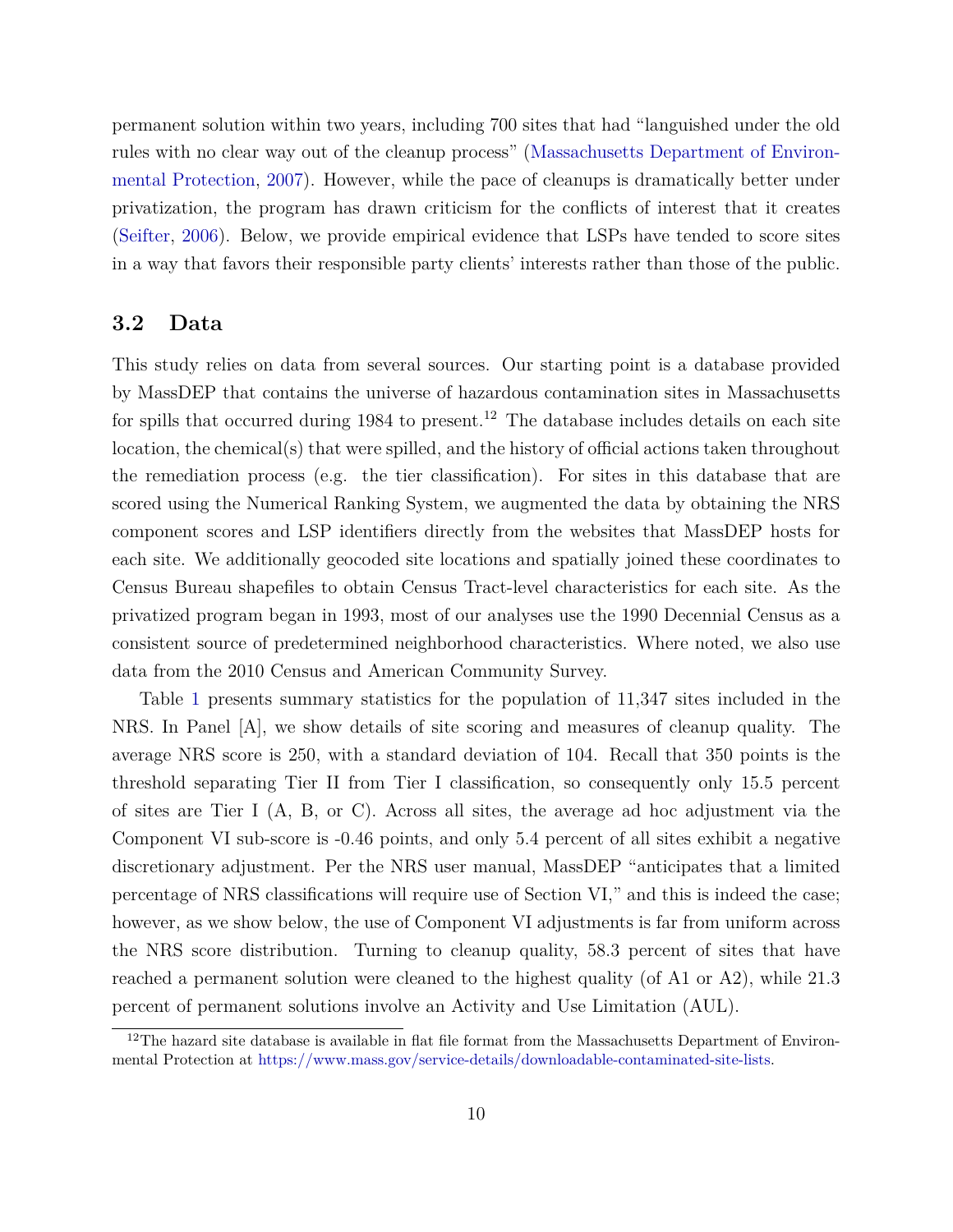permanent solution within two years, including 700 sites that had "languished under the old rules with no clear way out of the cleanup process" (Massachusetts Department of Environmental Protection, 2007). However, while the pace of cleanups is dramatically better under privatization, the program has drawn criticism for the conflicts of interest that it creates (Seifter, 2006). Below, we provide empirical evidence that LSPs have tended to score sites in a way that favors their responsible party clients' interests rather than those of the public.

### 3.2 Data

This study relies on data from several sources. Our starting point is a database provided by MassDEP that contains the universe of hazardous contamination sites in Massachusetts for spills that occurred during 1984 to present.[12] The database includes details on each site location, the chemical(s) that were spilled, and the history of official actions taken throughout the remediation process (e.g. the tier classification). For sites in this database that are scored using the Numerical Ranking System, we augmented the data by obtaining the NRS component scores and LSP identifiers directly from the websites that MassDEP hosts for each site. We additionally geocoded site locations and spatially joined these coordinates to Census Bureau shapefiles to obtain Census Tract-level characteristics for each site. As the privatized program began in 1993, most of our analyses use the 1990 Decennial Census as a consistent source of predetermined neighborhood characteristics. Where noted, we also use data from the 2010 Census and American Community Survey.

Table 1 presents summary statistics for the population of 11,347 sites included in the NRS. In Panel [A], we show details of site scoring and measures of cleanup quality. The average NRS score is 250, with a standard deviation of 104. Recall that 350 points is the threshold separating Tier II from Tier I classification, so consequently only 15.5 percent of sites are Tier I (A, B, or C). Across all sites, the average ad hoc adjustment via the Component VI sub-score is -0.46 points, and only 5.4 percent of all sites exhibit a negative discretionary adjustment. Per the NRS user manual, MassDEP "anticipates that a limited percentage of NRS classifications will require use of Section VI," and this is indeed the case; however, as we show below, the use of Component VI adjustments is far from uniform across the NRS score distribution. Turning to cleanup quality, 58.3 percent of sites that have reached a permanent solution were cleaned to the highest quality (of A1 or A2), while 21.3 percent of permanent solutions involve an Activity and Use Limitation (AUL).

[12] The hazard site database is available in flat file format from the Massachusetts Department of Environmental Protection at https://www.mass.gov/service-details/downloadable-contaminated-site-lists.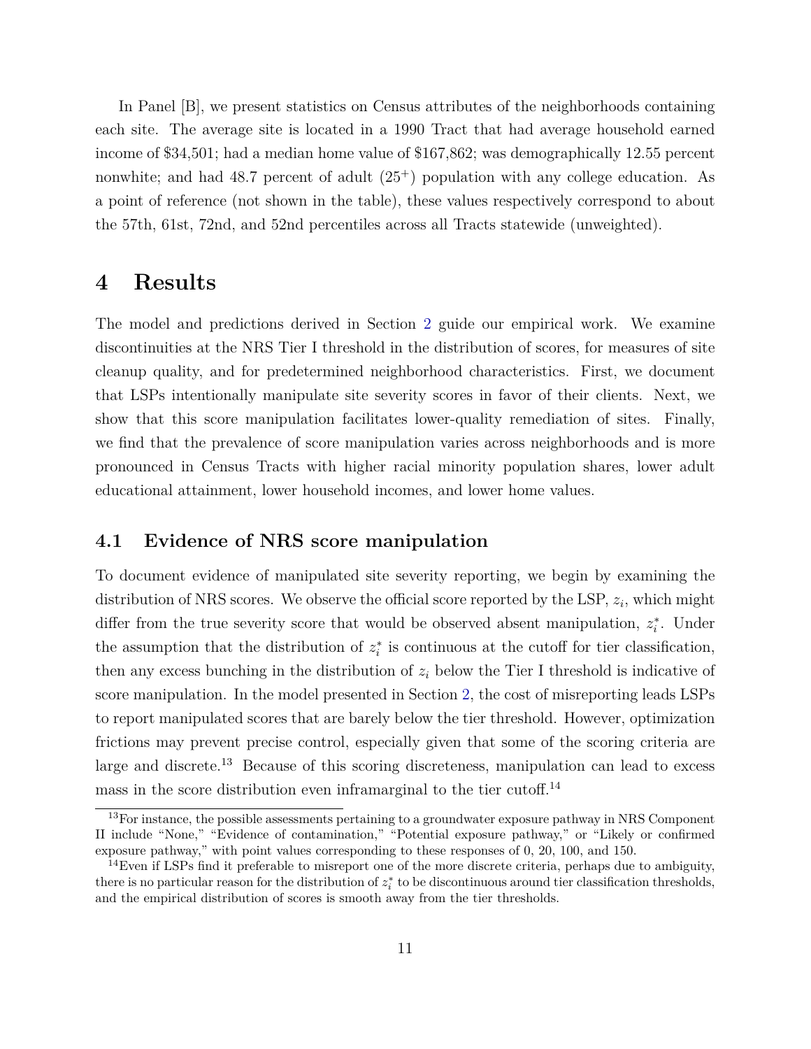In Panel [B], we present statistics on Census attributes of the neighborhoods containing each site. The average site is located in a 1990 Tract that had average household earned income of $34,501; had a median home value of $167,862; was demographically 12.55 percent nonwhite; and had 48.7 percent of adult ($25^{+}$) population with any college education. As a point of reference (not shown in the table), these values respectively correspond to about the 57th, 61st, 72nd, and 52nd percentiles across all Tracts statewide (unweighted).

# 4 Results

The model and predictions derived in Section 2 guide our empirical work. We examine discontinuities at the NRS Tier I threshold in the distribution of scores, for measures of site cleanup quality, and for predetermined neighborhood characteristics. First, we document that LSPs intentionally manipulate site severity scores in favor of their clients. Next, we show that this score manipulation facilitates lower-quality remediation of sites. Finally, we find that the prevalence of score manipulation varies across neighborhoods and is more pronounced in Census Tracts with higher racial minority population shares, lower adult educational attainment, lower household incomes, and lower home values.

## 4.1 Evidence of NRS score manipulation

To document evidence of manipulated site severity reporting, we begin by examining the distribution of NRS scores. We observe the official score reported by the LSP, $z_i$, which might differ from the true severity score that would be observed absent manipulation, $z_i^*$. Under the assumption that the distribution of $z_i^*$ is continuous at the cutoff for tier classification, then any excess bunching in the distribution of $z_i$ below the Tier I threshold is indicative of score manipulation. In the model presented in Section 2, the cost of misreporting leads LSPs to report manipulated scores that are barely below the tier threshold. However, optimization frictions may prevent precise control, especially given that some of the scoring criteria are large and discrete.[13] Because of this scoring discreteness, manipulation can lead to excess mass in the score distribution even inframarginal to the tier cutoff.[14]

[13] For instance, the possible assessments pertaining to a groundwater exposure pathway in NRS Component II include "None," "Evidence of contamination," "Potential exposure pathway," or "Likely or confirmed exposure pathway," with point values corresponding to these responses of 0, 20, 100, and 150.

[14] Even if LSPs find it preferable to misreport one of the more discrete criteria, perhaps due to ambiguity, there is no particular reason for the distribution of $z_i^*$ to be discontinuous around tier classification thresholds, and the empirical distribution of scores is smooth away from the tier thresholds.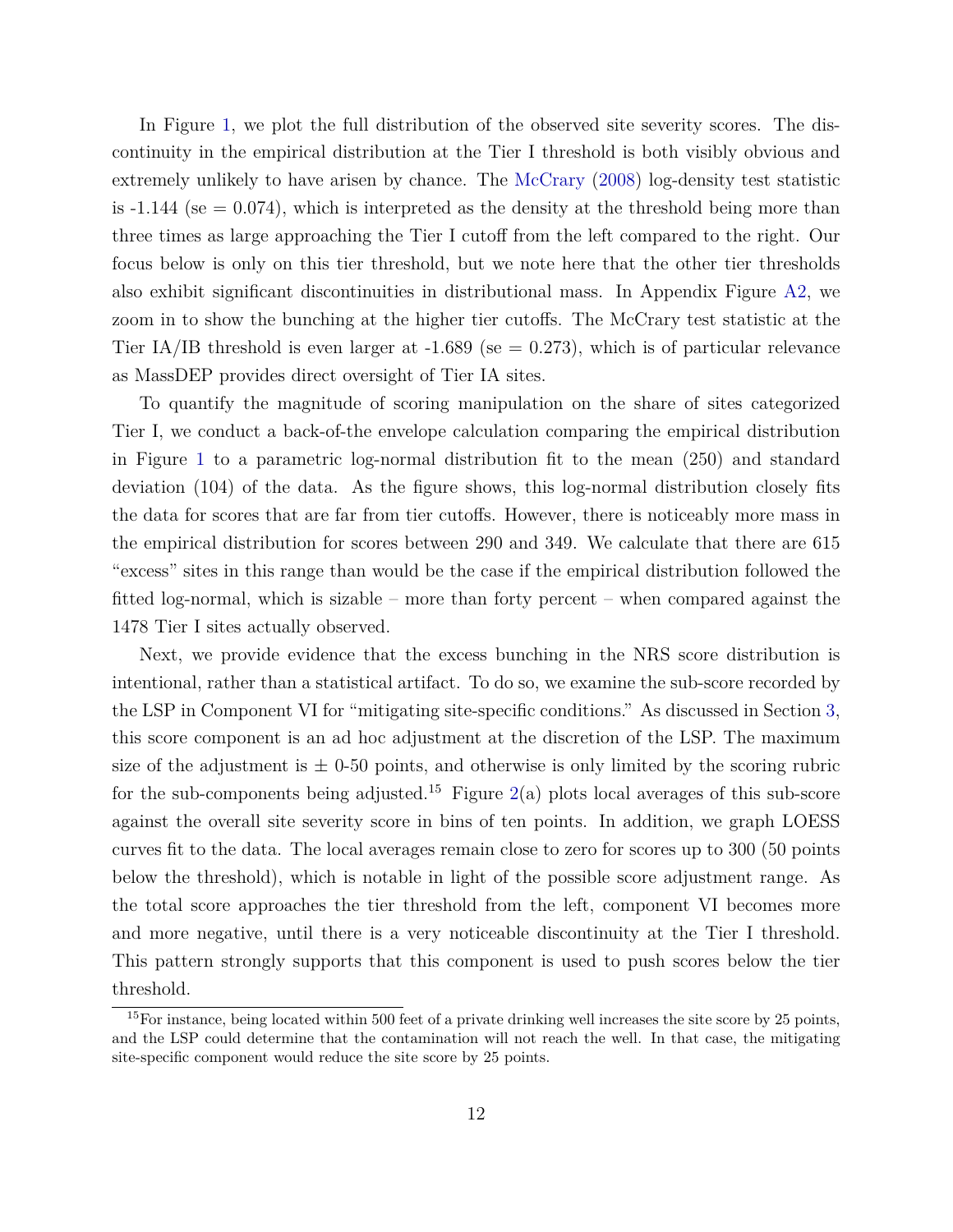In Figure 1, we plot the full distribution of the observed site severity scores. The discontinuity in the empirical distribution at the Tier I threshold is both visibly obvious and extremely unlikely to have arisen by chance. The McCrary (2008) log-density test statistic is -1.144 (se = 0.074), which is interpreted as the density at the threshold being more than three times as large approaching the Tier I cutoff from the left compared to the right. Our focus below is only on this tier threshold, but we note here that the other tier thresholds also exhibit significant discontinuities in distributional mass. In Appendix Figure A2, we zoom in to show the bunching at the higher tier cutoffs. The McCrary test statistic at the Tier IA/IB threshold is even larger at -1.689 (se = 0.273), which is of particular relevance as MassDEP provides direct oversight of Tier IA sites.

To quantify the magnitude of scoring manipulation on the share of sites categorized Tier I, we conduct a back-of-the envelope calculation comparing the empirical distribution in Figure 1 to a parametric log-normal distribution fit to the mean (250) and standard deviation (104) of the data. As the figure shows, this log-normal distribution closely fits the data for scores that are far from tier cutoffs. However, there is noticeably more mass in the empirical distribution for scores between 290 and 349. We calculate that there are 615 "excess" sites in this range than would be the case if the empirical distribution followed the fitted log-normal, which is sizable – more than forty percent – when compared against the 1478 Tier I sites actually observed.

Next, we provide evidence that the excess bunching in the NRS score distribution is intentional, rather than a statistical artifact. To do so, we examine the sub-score recorded by the LSP in Component VI for "mitigating site-specific conditions." As discussed in Section 3, this score component is an ad hoc adjustment at the discretion of the LSP. The maximum size of the adjustment is ± 0-50 points, and otherwise is only limited by the scoring rubric for the sub-components being adjusted.[15] Figure 2(a) plots local averages of this sub-score against the overall site severity score in bins of ten points. In addition, we graph LOESS curves fit to the data. The local averages remain close to zero for scores up to 300 (50 points below the threshold), which is notable in light of the possible score adjustment range. As the total score approaches the tier threshold from the left, component VI becomes more and more negative, until there is a very noticeable discontinuity at the Tier I threshold. This pattern strongly supports that this component is used to push scores below the tier threshold.

[15] For instance, being located within 500 feet of a private drinking well increases the site score by 25 points, and the LSP could determine that the contamination will not reach the well. In that case, the mitigating site-specific component would reduce the site score by 25 points.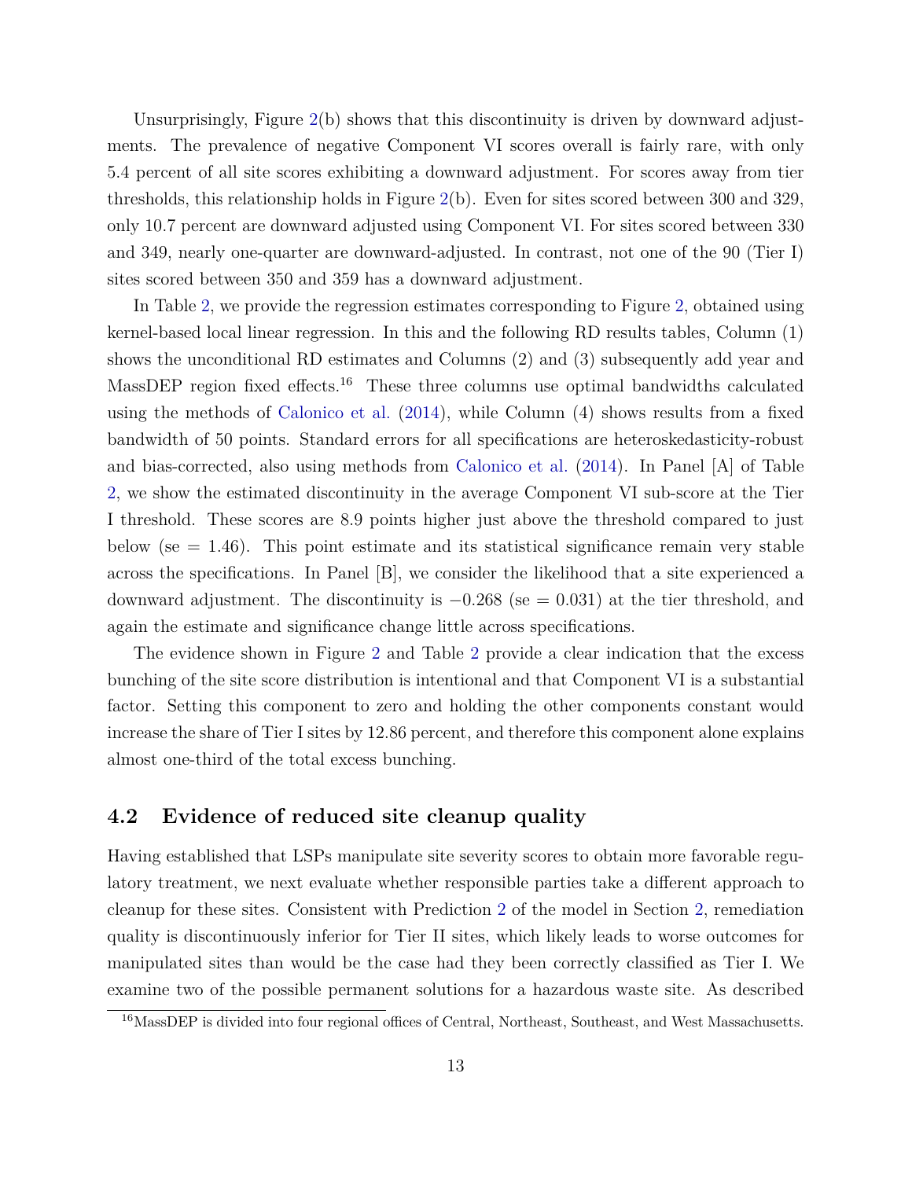Unsurprisingly, Figure 2(b) shows that this discontinuity is driven by downward adjustments. The prevalence of negative Component VI scores overall is fairly rare, with only 5.4 percent of all site scores exhibiting a downward adjustment. For scores away from tier thresholds, this relationship holds in Figure 2(b). Even for sites scored between 300 and 329, only 10.7 percent are downward adjusted using Component VI. For sites scored between 330 and 349, nearly one-quarter are downward-adjusted. In contrast, not one of the 90 (Tier I) sites scored between 350 and 359 has a downward adjustment.

In Table 2, we provide the regression estimates corresponding to Figure 2, obtained using kernel-based local linear regression. In this and the following RD results tables, Column (1) shows the unconditional RD estimates and Columns (2) and (3) subsequently add year and MassDEP region fixed effects.[16] These three columns use optimal bandwidths calculated using the methods of Calonico et al. (2014), while Column (4) shows results from a fixed bandwidth of 50 points. Standard errors for all specifications are heteroskedasticity-robust and bias-corrected, also using methods from Calonico et al. (2014). In Panel [A] of Table 2, we show the estimated discontinuity in the average Component VI sub-score at the Tier I threshold. These scores are 8.9 points higher just above the threshold compared to just below (se = 1.46). This point estimate and its statistical significance remain very stable across the specifications. In Panel [B], we consider the likelihood that a site experienced a downward adjustment. The discontinuity is $-0.268$ (se = 0.031) at the tier threshold, and again the estimate and significance change little across specifications.

The evidence shown in Figure 2 and Table 2 provide a clear indication that the excess bunching of the site score distribution is intentional and that Component VI is a substantial factor. Setting this component to zero and holding the other components constant would increase the share of Tier I sites by 12.86 percent, and therefore this component alone explains almost one-third of the total excess bunching.

## 4.2 Evidence of reduced site cleanup quality

Having established that LSPs manipulate site severity scores to obtain more favorable regulatory treatment, we next evaluate whether responsible parties take a different approach to cleanup for these sites. Consistent with Prediction 2 of the model in Section 2, remediation quality is discontinuously inferior for Tier II sites, which likely leads to worse outcomes for manipulated sites than would be the case had they been correctly classified as Tier I. We examine two of the possible permanent solutions for a hazardous waste site. As described

[16] MassDEP is divided into four regional offices of Central, Northeast, Southeast, and West Massachusetts.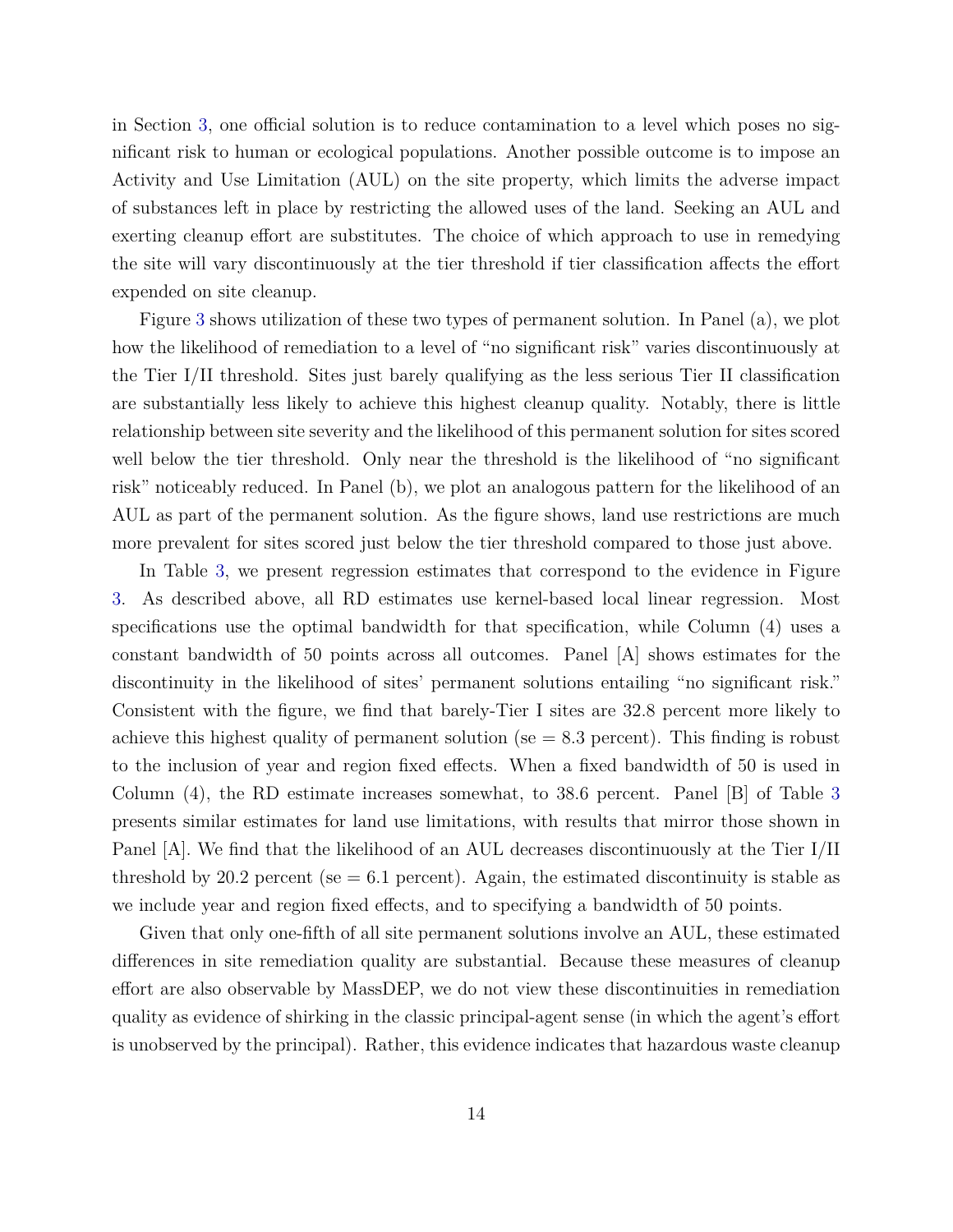in Section 3, one official solution is to reduce contamination to a level which poses no significant risk to human or ecological populations. Another possible outcome is to impose an Activity and Use Limitation (AUL) on the site property, which limits the adverse impact of substances left in place by restricting the allowed uses of the land. Seeking an AUL and exerting cleanup effort are substitutes. The choice of which approach to use in remedying the site will vary discontinuously at the tier threshold if tier classification affects the effort expended on site cleanup.

Figure 3 shows utilization of these two types of permanent solution. In Panel (a), we plot how the likelihood of remediation to a level of "no significant risk" varies discontinuously at the Tier I/II threshold. Sites just barely qualifying as the less serious Tier II classification are substantially less likely to achieve this highest cleanup quality. Notably, there is little relationship between site severity and the likelihood of this permanent solution for sites scored well below the tier threshold. Only near the threshold is the likelihood of "no significant risk" noticeably reduced. In Panel (b), we plot an analogous pattern for the likelihood of an AUL as part of the permanent solution. As the figure shows, land use restrictions are much more prevalent for sites scored just below the tier threshold compared to those just above.

In Table 3, we present regression estimates that correspond to the evidence in Figure 3. As described above, all RD estimates use kernel-based local linear regression. Most specifications use the optimal bandwidth for that specification, while Column (4) uses a constant bandwidth of 50 points across all outcomes. Panel [A] shows estimates for the discontinuity in the likelihood of sites' permanent solutions entailing "no significant risk." Consistent with the figure, we find that barely-Tier I sites are 32.8 percent more likely to achieve this highest quality of permanent solution (se = 8.3 percent). This finding is robust to the inclusion of year and region fixed effects. When a fixed bandwidth of 50 is used in Column (4), the RD estimate increases somewhat, to 38.6 percent. Panel [B] of Table 3 presents similar estimates for land use limitations, with results that mirror those shown in Panel [A]. We find that the likelihood of an AUL decreases discontinuously at the Tier I/II threshold by 20.2 percent (se = 6.1 percent). Again, the estimated discontinuity is stable as we include year and region fixed effects, and to specifying a bandwidth of 50 points.

Given that only one-fifth of all site permanent solutions involve an AUL, these estimated differences in site remediation quality are substantial. Because these measures of cleanup effort are also observable by MassDEP, we do not view these discontinuities in remediation quality as evidence of shirking in the classic principal-agent sense (in which the agent's effort is unobserved by the principal). Rather, this evidence indicates that hazardous waste cleanup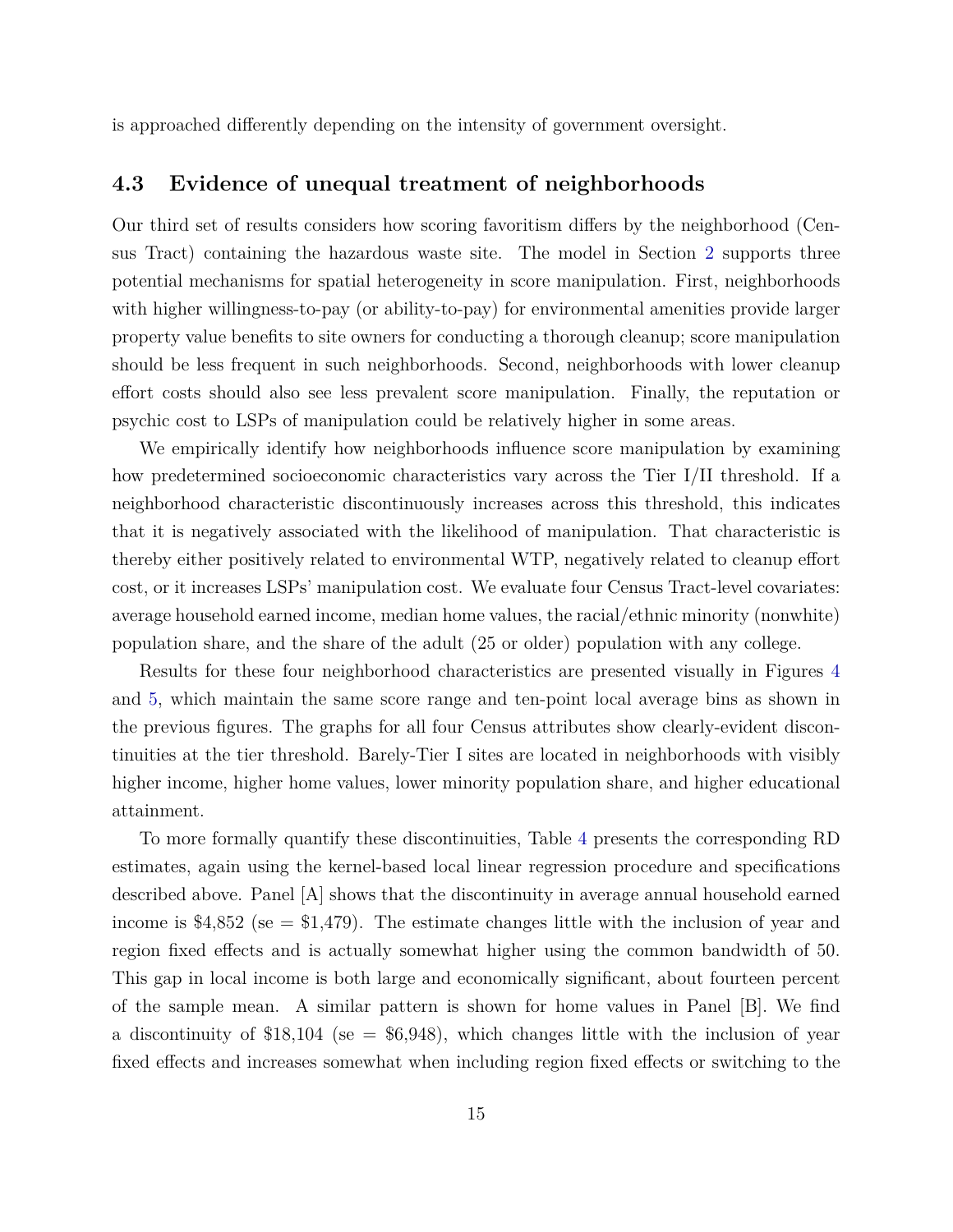is approached differently depending on the intensity of government oversight.

### 4.3 Evidence of unequal treatment of neighborhoods

Our third set of results considers how scoring favoritism differs by the neighborhood (Census Tract) containing the hazardous waste site. The model in Section 2 supports three potential mechanisms for spatial heterogeneity in score manipulation. First, neighborhoods with higher willingness-to-pay (or ability-to-pay) for environmental amenities provide larger property value benefits to site owners for conducting a thorough cleanup; score manipulation should be less frequent in such neighborhoods. Second, neighborhoods with lower cleanup effort costs should also see less prevalent score manipulation. Finally, the reputation or psychic cost to LSPs of manipulation could be relatively higher in some areas.

We empirically identify how neighborhoods influence score manipulation by examining how predetermined socioeconomic characteristics vary across the Tier I/II threshold. If a neighborhood characteristic discontinuously increases across this threshold, this indicates that it is negatively associated with the likelihood of manipulation. That characteristic is thereby either positively related to environmental WTP, negatively related to cleanup effort cost, or it increases LSPs' manipulation cost. We evaluate four Census Tract-level covariates: average household earned income, median home values, the racial/ethnic minority (nonwhite) population share, and the share of the adult (25 or older) population with any college.

Results for these four neighborhood characteristics are presented visually in Figures 4 and 5, which maintain the same score range and ten-point local average bins as shown in the previous figures. The graphs for all four Census attributes show clearly-evident discontinuities at the tier threshold. Barely-Tier I sites are located in neighborhoods with visibly higher income, higher home values, lower minority population share, and higher educational attainment.

To more formally quantify these discontinuities, Table 4 presents the corresponding RD estimates, again using the kernel-based local linear regression procedure and specifications described above. Panel [A] shows that the discontinuity in average annual household earned income is \$4,852 (se = \$1,479). The estimate changes little with the inclusion of year and region fixed effects and is actually somewhat higher using the common bandwidth of 50. This gap in local income is both large and economically significant, about fourteen percent of the sample mean. A similar pattern is shown for home values in Panel [B]. We find a discontinuity of \$18,104 (se = \$6,948), which changes little with the inclusion of year fixed effects and increases somewhat when including region fixed effects or switching to the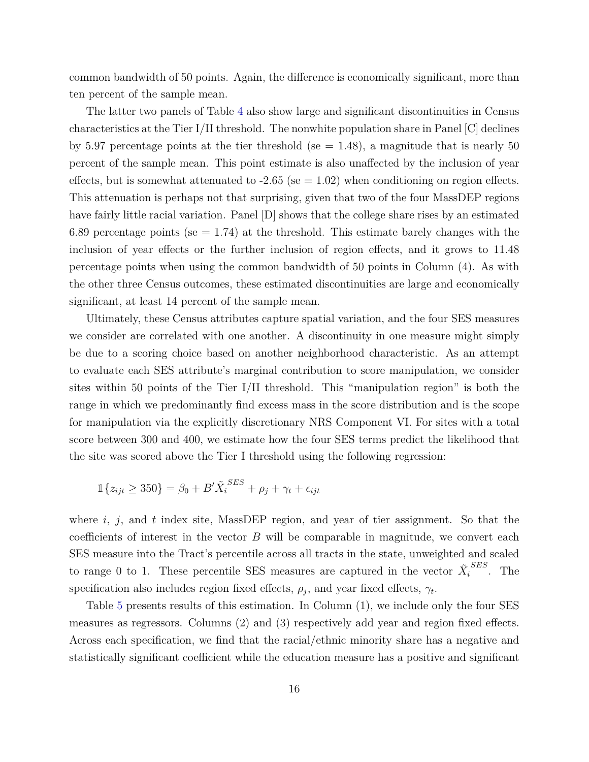common bandwidth of 50 points. Again, the difference is economically significant, more than ten percent of the sample mean.

The latter two panels of Table 4 also show large and significant discontinuities in Census characteristics at the Tier I/II threshold. The nonwhite population share in Panel [C] declines by 5.97 percentage points at the tier threshold (se = 1.48), a magnitude that is nearly 50 percent of the sample mean. This point estimate is also unaffected by the inclusion of year effects, but is somewhat attenuated to -2.65 (se = 1.02) when conditioning on region effects. This attenuation is perhaps not that surprising, given that two of the four MassDEP regions have fairly little racial variation. Panel [D] shows that the college share rises by an estimated 6.89 percentage points (se = 1.74) at the threshold. This estimate barely changes with the inclusion of year effects or the further inclusion of region effects, and it grows to 11.48 percentage points when using the common bandwidth of 50 points in Column (4). As with the other three Census outcomes, these estimated discontinuities are large and economically significant, at least 14 percent of the sample mean.

Ultimately, these Census attributes capture spatial variation, and the four SES measures we consider are correlated with one another. A discontinuity in one measure might simply be due to a scoring choice based on another neighborhood characteristic. As an attempt to evaluate each SES attribute's marginal contribution to score manipulation, we consider sites within 50 points of the Tier I/II threshold. This "manipulation region" is both the range in which we predominantly find excess mass in the score distribution and is the scope for manipulation via the explicitly discretionary NRS Component VI. For sites with a total score between 300 and 400, we estimate how the four SES terms predict the likelihood that the site was scored above the Tier I threshold using the following regression:

$$\mathbb{1}\{z_{ijt} \geq 350\} = \beta_0 + B'\tilde{X}_i^{SES} + \rho_j + \gamma_t + \epsilon_{ijt}$$

where $i$, $j$, and $t$ index site, MassDEP region, and year of tier assignment. So that the coefficients of interest in the vector $B$ will be comparable in magnitude, we convert each SES measure into the Tract's percentile across all tracts in the state, unweighted and scaled to range 0 to 1. These percentile SES measures are captured in the vector $\tilde{X}_i^{SES}$. The specification also includes region fixed effects, $\rho_j$, and year fixed effects, $\gamma_t$.

Table 5 presents results of this estimation. In Column (1), we include only the four SES measures as regressors. Columns (2) and (3) respectively add year and region fixed effects. Across each specification, we find that the racial/ethnic minority share has a negative and statistically significant coefficient while the education measure has a positive and significant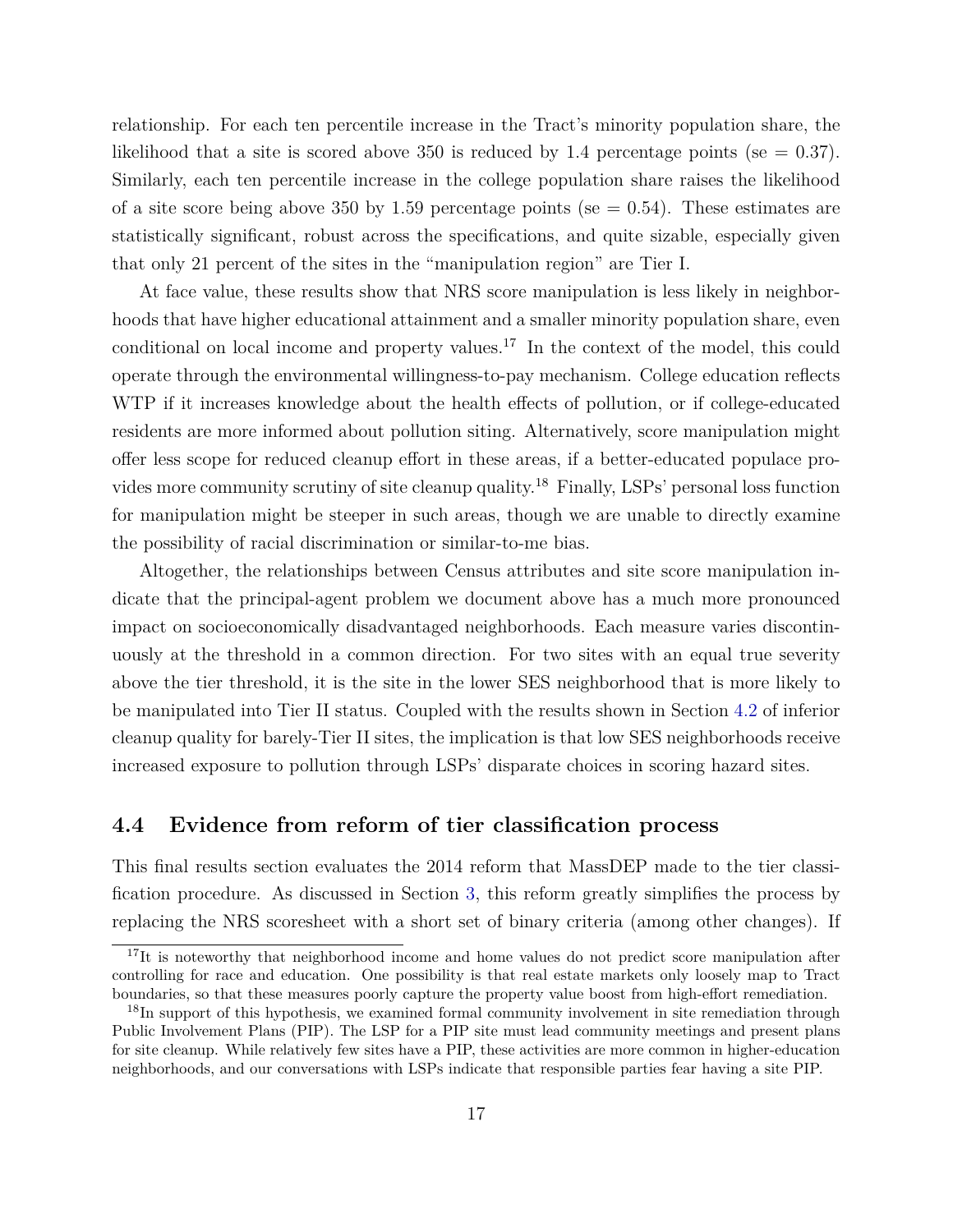relationship. For each ten percentile increase in the Tract's minority population share, the likelihood that a site is scored above 350 is reduced by 1.4 percentage points (se = 0.37). Similarly, each ten percentile increase in the college population share raises the likelihood of a site score being above 350 by 1.59 percentage points (se = 0.54). These estimates are statistically significant, robust across the specifications, and quite sizable, especially given that only 21 percent of the sites in the "manipulation region" are Tier I.

At face value, these results show that NRS score manipulation is less likely in neighborhoods that have higher educational attainment and a smaller minority population share, even conditional on local income and property values.[17] In the context of the model, this could operate through the environmental willingness-to-pay mechanism. College education reflects WTP if it increases knowledge about the health effects of pollution, or if college-educated residents are more informed about pollution siting. Alternatively, score manipulation might offer less scope for reduced cleanup effort in these areas, if a better-educated populace provides more community scrutiny of site cleanup quality.[18] Finally, LSPs' personal loss function for manipulation might be steeper in such areas, though we are unable to directly examine the possibility of racial discrimination or similar-to-me bias.

Altogether, the relationships between Census attributes and site score manipulation indicate that the principal-agent problem we document above has a much more pronounced impact on socioeconomically disadvantaged neighborhoods. Each measure varies discontinuously at the threshold in a common direction. For two sites with an equal true severity above the tier threshold, it is the site in the lower SES neighborhood that is more likely to be manipulated into Tier II status. Coupled with the results shown in Section 4.2 of inferior cleanup quality for barely-Tier II sites, the implication is that low SES neighborhoods receive increased exposure to pollution through LSPs' disparate choices in scoring hazard sites.

## 4.4 Evidence from reform of tier classification process

This final results section evaluates the 2014 reform that MassDEP made to the tier classification procedure. As discussed in Section 3, this reform greatly simplifies the process by replacing the NRS scoresheet with a short set of binary criteria (among other changes). If

[17] It is noteworthy that neighborhood income and home values do not predict score manipulation after controlling for race and education. One possibility is that real estate markets only loosely map to Tract boundaries, so that these measures poorly capture the property value boost from high-effort remediation.

[18] In support of this hypothesis, we examined formal community involvement in site remediation through Public Involvement Plans (PIP). The LSP for a PIP site must lead community meetings and present plans for site cleanup. While relatively few sites have a PIP, these activities are more common in higher-education neighborhoods, and our conversations with LSPs indicate that responsible parties fear having a site PIP.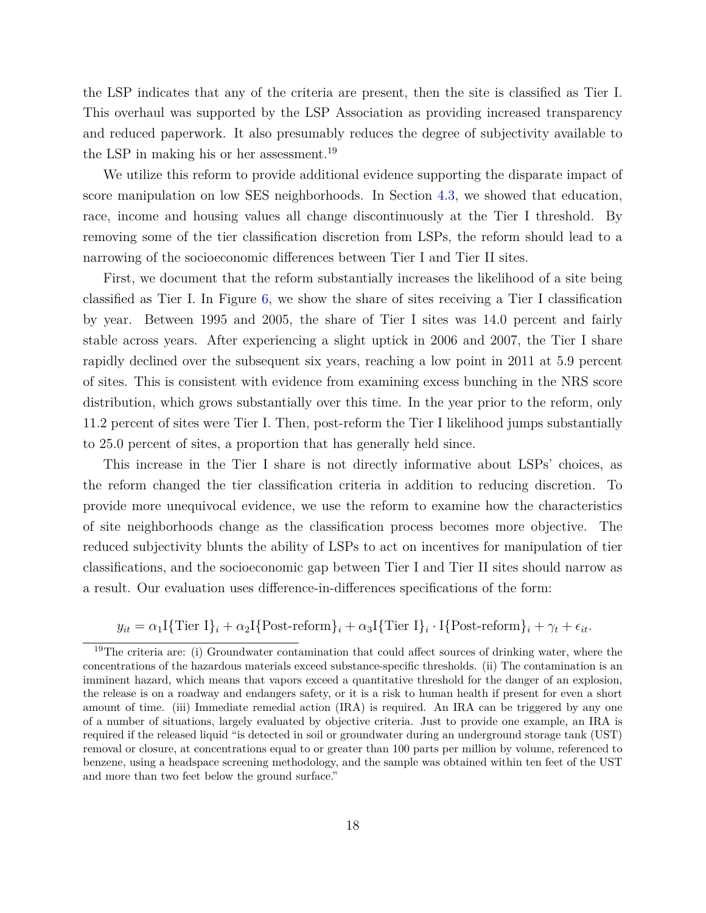the LSP indicates that any of the criteria are present, then the site is classified as Tier I. This overhaul was supported by the LSP Association as providing increased transparency and reduced paperwork. It also presumably reduces the degree of subjectivity available to the LSP in making his or her assessment.[19]

We utilize this reform to provide additional evidence supporting the disparate impact of score manipulation on low SES neighborhoods. In Section 4.3, we showed that education, race, income and housing values all change discontinuously at the Tier I threshold. By removing some of the tier classification discretion from LSPs, the reform should lead to a narrowing of the socioeconomic differences between Tier I and Tier II sites.

First, we document that the reform substantially increases the likelihood of a site being classified as Tier I. In Figure 6, we show the share of sites receiving a Tier I classification by year. Between 1995 and 2005, the share of Tier I sites was 14.0 percent and fairly stable across years. After experiencing a slight uptick in 2006 and 2007, the Tier I share rapidly declined over the subsequent six years, reaching a low point in 2011 at 5.9 percent of sites. This is consistent with evidence from examining excess bunching in the NRS score distribution, which grows substantially over this time. In the year prior to the reform, only 11.2 percent of sites were Tier I. Then, post-reform the Tier I likelihood jumps substantially to 25.0 percent of sites, a proportion that has generally held since.

This increase in the Tier I share is not directly informative about LSPs' choices, as the reform changed the tier classification criteria in addition to reducing discretion. To provide more unequivocal evidence, we use the reform to examine how the characteristics of site neighborhoods change as the classification process becomes more objective. The reduced subjectivity blunts the ability of LSPs to act on incentives for manipulation of tier classifications, and the socioeconomic gap between Tier I and Tier II sites should narrow as a result. Our evaluation uses difference-in-differences specifications of the form:

$$y_{it} = \alpha_1 \mathrm{I}\{\text{Tier I}\}_i + \alpha_2 \mathrm{I}\{\text{Post-reform}\}_i + \alpha_3 \mathrm{I}\{\text{Tier I}\}_i \cdot \mathrm{I}\{\text{Post-reform}\}_i + \gamma_t + \epsilon_{it}.$$

[19] The criteria are: (i) Groundwater contamination that could affect sources of drinking water, where the concentrations of the hazardous materials exceed substance-specific thresholds. (ii) The contamination is an imminent hazard, which means that vapors exceed a quantitative threshold for the danger of an explosion, the release is on a roadway and endangers safety, or it is a risk to human health if present for even a short amount of time. (iii) Immediate remedial action (IRA) is required. An IRA can be triggered by any one of a number of situations, largely evaluated by objective criteria. Just to provide one example, an IRA is required if the released liquid "is detected in soil or groundwater during an underground storage tank (UST) removal or closure, at concentrations equal to or greater than 100 parts per million by volume, referenced to benzene, using a headspace screening methodology, and the sample was obtained within ten feet of the UST and more than two feet below the ground surface."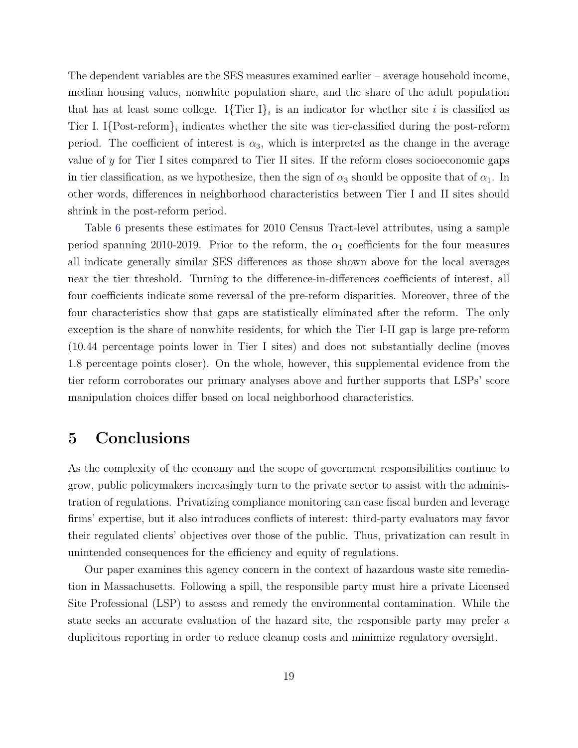The dependent variables are the SES measures examined earlier – average household income, median housing values, nonwhite population share, and the share of the adult population that has at least some college. $\text{I}\{\text{Tier I}\}_i$ is an indicator for whether site $i$ is classified as Tier I. $\text{I}\{\text{Post-reform}\}_i$ indicates whether the site was tier-classified during the post-reform period. The coefficient of interest is $\alpha_3$, which is interpreted as the change in the average value of $y$ for Tier I sites compared to Tier II sites. If the reform closes socioeconomic gaps in tier classification, as we hypothesize, then the sign of $\alpha_3$ should be opposite that of $\alpha_1$. In other words, differences in neighborhood characteristics between Tier I and II sites should shrink in the post-reform period.

Table 6 presents these estimates for 2010 Census Tract-level attributes, using a sample period spanning 2010-2019. Prior to the reform, the $\alpha_1$ coefficients for the four measures all indicate generally similar SES differences as those shown above for the local averages near the tier threshold. Turning to the difference-in-differences coefficients of interest, all four coefficients indicate some reversal of the pre-reform disparities. Moreover, three of the four characteristics show that gaps are statistically eliminated after the reform. The only exception is the share of nonwhite residents, for which the Tier I-II gap is large pre-reform (10.44 percentage points lower in Tier I sites) and does not substantially decline (moves 1.8 percentage points closer). On the whole, however, this supplemental evidence from the tier reform corroborates our primary analyses above and further supports that LSPs' score manipulation choices differ based on local neighborhood characteristics.

# 5 Conclusions

As the complexity of the economy and the scope of government responsibilities continue to grow, public policymakers increasingly turn to the private sector to assist with the administration of regulations. Privatizing compliance monitoring can ease fiscal burden and leverage firms' expertise, but it also introduces conflicts of interest: third-party evaluators may favor their regulated clients' objectives over those of the public. Thus, privatization can result in unintended consequences for the efficiency and equity of regulations.

Our paper examines this agency concern in the context of hazardous waste site remediation in Massachusetts. Following a spill, the responsible party must hire a private Licensed Site Professional (LSP) to assess and remedy the environmental contamination. While the state seeks an accurate evaluation of the hazard site, the responsible party may prefer a duplicitous reporting in order to reduce cleanup costs and minimize regulatory oversight.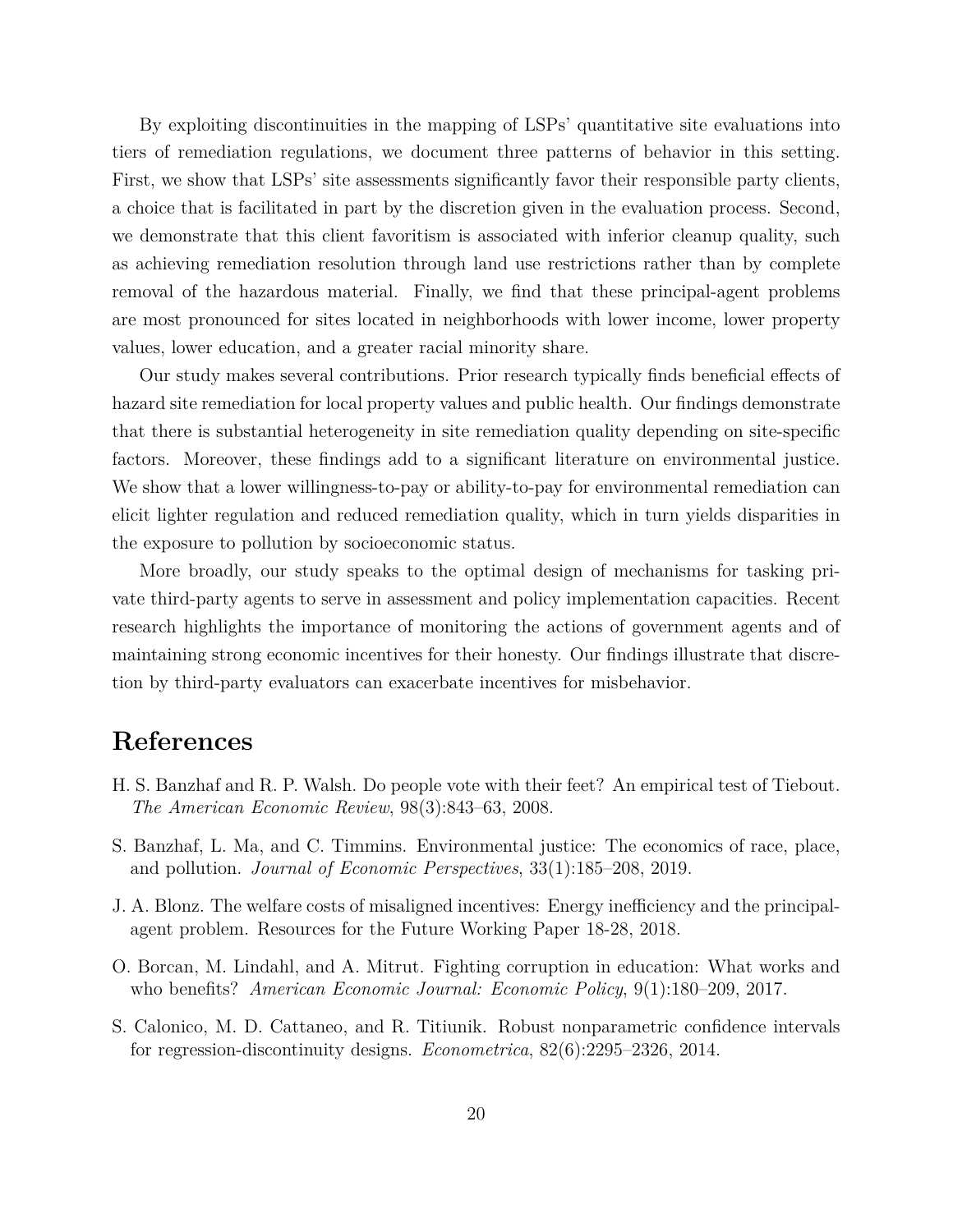By exploiting discontinuities in the mapping of LSPs' quantitative site evaluations into tiers of remediation regulations, we document three patterns of behavior in this setting. First, we show that LSPs' site assessments significantly favor their responsible party clients, a choice that is facilitated in part by the discretion given in the evaluation process. Second, we demonstrate that this client favoritism is associated with inferior cleanup quality, such as achieving remediation resolution through land use restrictions rather than by complete removal of the hazardous material. Finally, we find that these principal-agent problems are most pronounced for sites located in neighborhoods with lower income, lower property values, lower education, and a greater racial minority share.

Our study makes several contributions. Prior research typically finds beneficial effects of hazard site remediation for local property values and public health. Our findings demonstrate that there is substantial heterogeneity in site remediation quality depending on site-specific factors. Moreover, these findings add to a significant literature on environmental justice. We show that a lower willingness-to-pay or ability-to-pay for environmental remediation can elicit lighter regulation and reduced remediation quality, which in turn yields disparities in the exposure to pollution by socioeconomic status.

More broadly, our study speaks to the optimal design of mechanisms for tasking private third-party agents to serve in assessment and policy implementation capacities. Recent research highlights the importance of monitoring the actions of government agents and of maintaining strong economic incentives for their honesty. Our findings illustrate that discretion by third-party evaluators can exacerbate incentives for misbehavior.

# References

H. S. Banzhaf and R. P. Walsh. Do people vote with their feet? An empirical test of Tiebout. *The American Economic Review*, 98(3):843–63, 2008.

S. Banzhaf, L. Ma, and C. Timmins. Environmental justice: The economics of race, place, and pollution. *Journal of Economic Perspectives*, 33(1):185–208, 2019.

J. A. Blonz. The welfare costs of misaligned incentives: Energy inefficiency and the principal-agent problem. Resources for the Future Working Paper 18-28, 2018.

O. Borcan, M. Lindahl, and A. Mitrut. Fighting corruption in education: What works and who benefits? *American Economic Journal: Economic Policy*, 9(1):180–209, 2017.

S. Calonico, M. D. Cattaneo, and R. Titiunik. Robust nonparametric confidence intervals for regression-discontinuity designs. *Econometrica*, 82(6):2295–2326, 2014.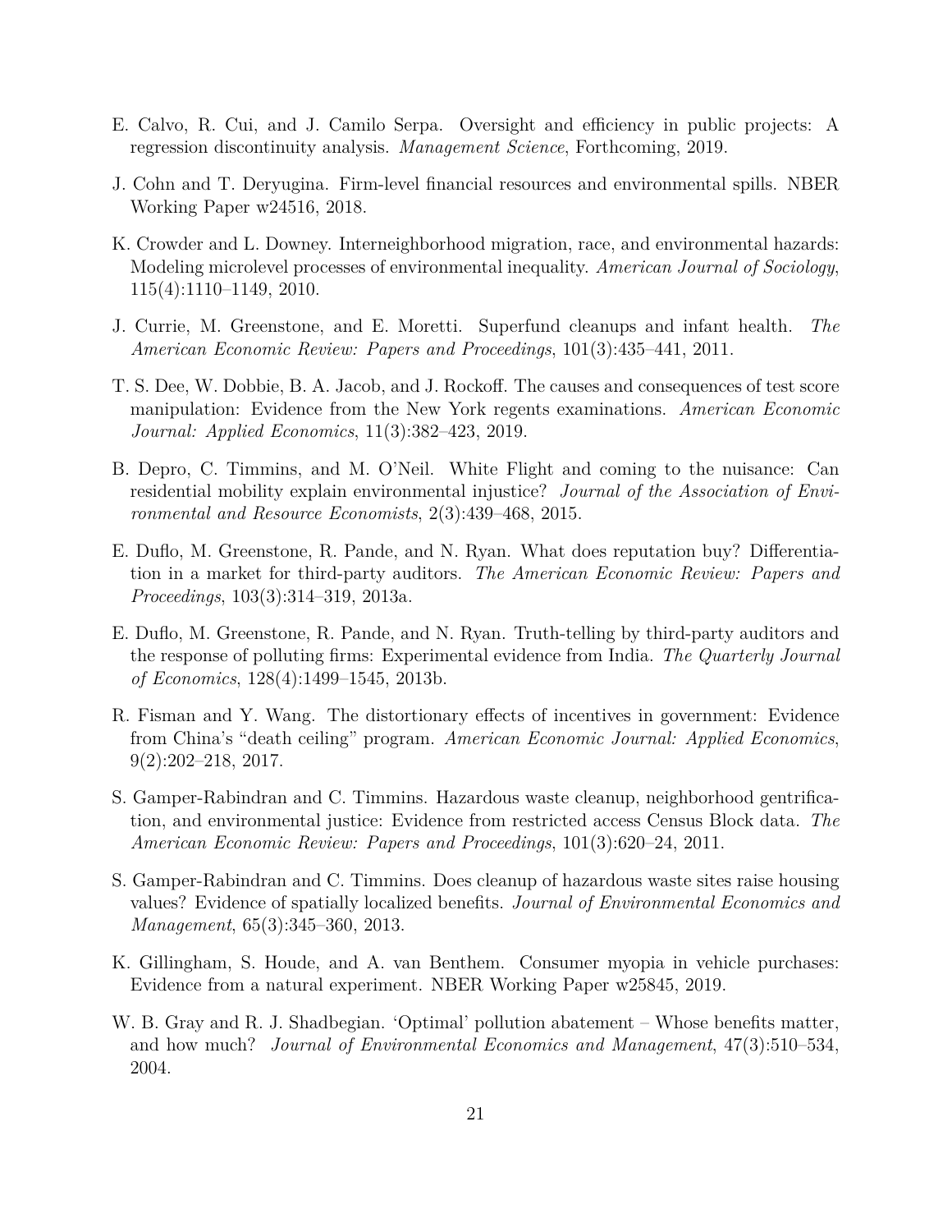E. Calvo, R. Cui, and J. Camilo Serpa. Oversight and efficiency in public projects: A regression discontinuity analysis. *Management Science*, Forthcoming, 2019.

J. Cohn and T. Deryugina. Firm-level financial resources and environmental spills. NBER Working Paper w24516, 2018.

K. Crowder and L. Downey. Interneighborhood migration, race, and environmental hazards: Modeling microlevel processes of environmental inequality. *American Journal of Sociology*, 115(4):1110–1149, 2010.

J. Currie, M. Greenstone, and E. Moretti. Superfund cleanups and infant health. *The American Economic Review: Papers and Proceedings*, 101(3):435–441, 2011.

T. S. Dee, W. Dobbie, B. A. Jacob, and J. Rockoff. The causes and consequences of test score manipulation: Evidence from the New York regents examinations. *American Economic Journal: Applied Economics*, 11(3):382–423, 2019.

B. Depro, C. Timmins, and M. O'Neil. White Flight and coming to the nuisance: Can residential mobility explain environmental injustice? *Journal of the Association of Environmental and Resource Economists*, 2(3):439–468, 2015.

E. Duflo, M. Greenstone, R. Pande, and N. Ryan. What does reputation buy? Differentiation in a market for third-party auditors. *The American Economic Review: Papers and Proceedings*, 103(3):314–319, 2013a.

E. Duflo, M. Greenstone, R. Pande, and N. Ryan. Truth-telling by third-party auditors and the response of polluting firms: Experimental evidence from India. *The Quarterly Journal of Economics*, 128(4):1499–1545, 2013b.

R. Fisman and Y. Wang. The distortionary effects of incentives in government: Evidence from China's "death ceiling" program. *American Economic Journal: Applied Economics*, 9(2):202–218, 2017.

S. Gamper-Rabindran and C. Timmins. Hazardous waste cleanup, neighborhood gentrification, and environmental justice: Evidence from restricted access Census Block data. *The American Economic Review: Papers and Proceedings*, 101(3):620–24, 2011.

S. Gamper-Rabindran and C. Timmins. Does cleanup of hazardous waste sites raise housing values? Evidence of spatially localized benefits. *Journal of Environmental Economics and Management*, 65(3):345–360, 2013.

K. Gillingham, S. Houde, and A. van Benthem. Consumer myopia in vehicle purchases: Evidence from a natural experiment. NBER Working Paper w25845, 2019.

W. B. Gray and R. J. Shadbegian. 'Optimal' pollution abatement – Whose benefits matter, and how much? *Journal of Environmental Economics and Management*, 47(3):510–534, 2004.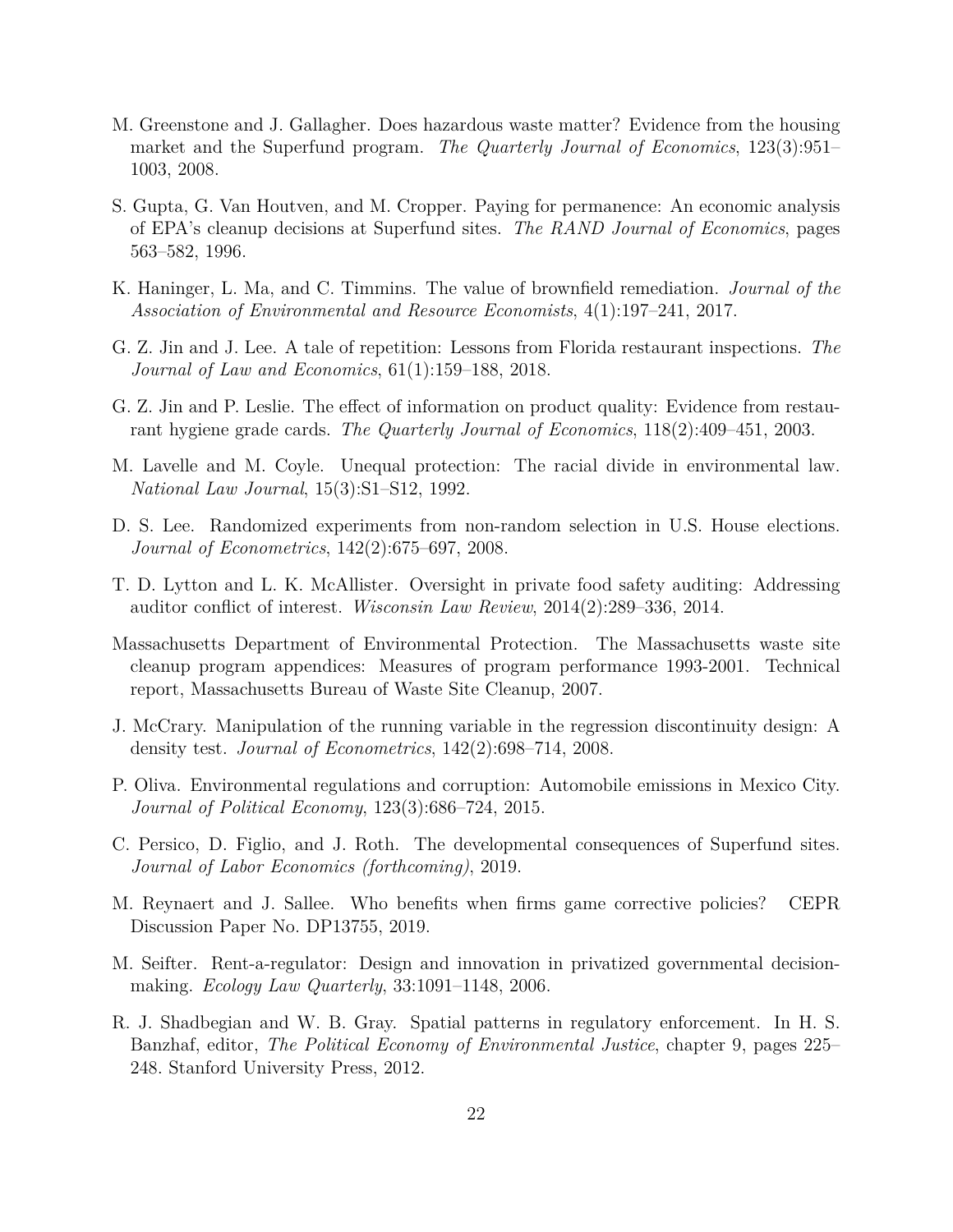M. Greenstone and J. Gallagher. Does hazardous waste matter? Evidence from the housing market and the Superfund program. *The Quarterly Journal of Economics*, 123(3):951–1003, 2008.

S. Gupta, G. Van Houtven, and M. Cropper. Paying for permanence: An economic analysis of EPA's cleanup decisions at Superfund sites. *The RAND Journal of Economics*, pages 563–582, 1996.

K. Haninger, L. Ma, and C. Timmins. The value of brownfield remediation. *Journal of the Association of Environmental and Resource Economists*, 4(1):197–241, 2017.

G. Z. Jin and J. Lee. A tale of repetition: Lessons from Florida restaurant inspections. *The Journal of Law and Economics*, 61(1):159–188, 2018.

G. Z. Jin and P. Leslie. The effect of information on product quality: Evidence from restaurant hygiene grade cards. *The Quarterly Journal of Economics*, 118(2):409–451, 2003.

M. Lavelle and M. Coyle. Unequal protection: The racial divide in environmental law. *National Law Journal*, 15(3):S1–S12, 1992.

D. S. Lee. Randomized experiments from non-random selection in U.S. House elections. *Journal of Econometrics*, 142(2):675–697, 2008.

T. D. Lytton and L. K. McAllister. Oversight in private food safety auditing: Addressing auditor conflict of interest. *Wisconsin Law Review*, 2014(2):289–336, 2014.

Massachusetts Department of Environmental Protection. The Massachusetts waste site cleanup program appendices: Measures of program performance 1993-2001. Technical report, Massachusetts Bureau of Waste Site Cleanup, 2007.

J. McCrary. Manipulation of the running variable in the regression discontinuity design: A density test. *Journal of Econometrics*, 142(2):698–714, 2008.

P. Oliva. Environmental regulations and corruption: Automobile emissions in Mexico City. *Journal of Political Economy*, 123(3):686–724, 2015.

C. Persico, D. Figlio, and J. Roth. The developmental consequences of Superfund sites. *Journal of Labor Economics (forthcoming)*, 2019.

M. Reynaert and J. Sallee. Who benefits when firms game corrective policies? CEPR Discussion Paper No. DP13755, 2019.

M. Seifter. Rent-a-regulator: Design and innovation in privatized governmental decision-making. *Ecology Law Quarterly*, 33:1091–1148, 2006.

R. J. Shadbegian and W. B. Gray. Spatial patterns in regulatory enforcement. In H. S. Banzhaf, editor, *The Political Economy of Environmental Justice*, chapter 9, pages 225–248. Stanford University Press, 2012.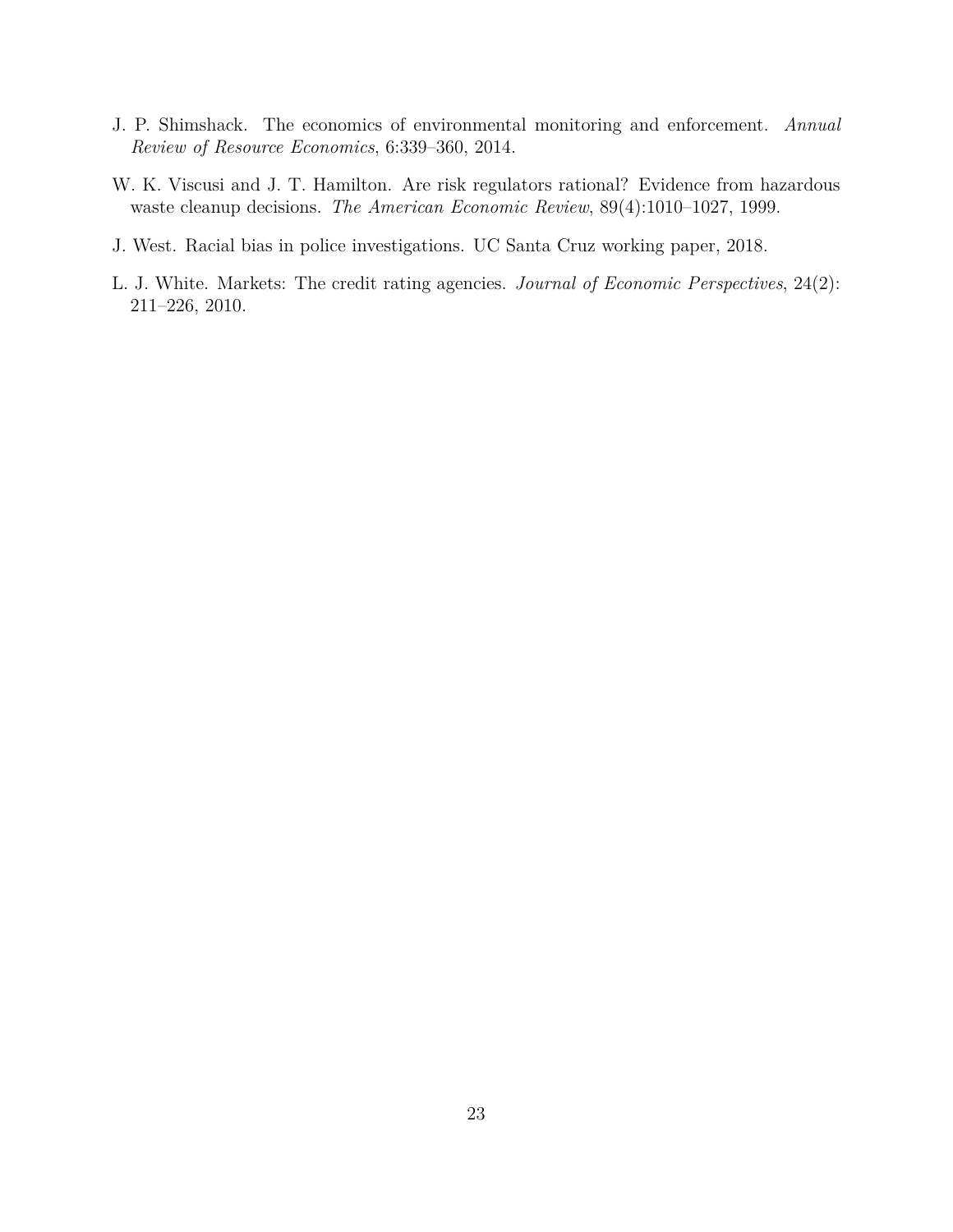J. P. Shimshack. The economics of environmental monitoring and enforcement. *Annual Review of Resource Economics*, 6:339–360, 2014.

W. K. Viscusi and J. T. Hamilton. Are risk regulators rational? Evidence from hazardous waste cleanup decisions. *The American Economic Review*, 89(4):1010–1027, 1999.

J. West. Racial bias in police investigations. UC Santa Cruz working paper, 2018.

L. J. White. Markets: The credit rating agencies. *Journal of Economic Perspectives*, 24(2): 211–226, 2010.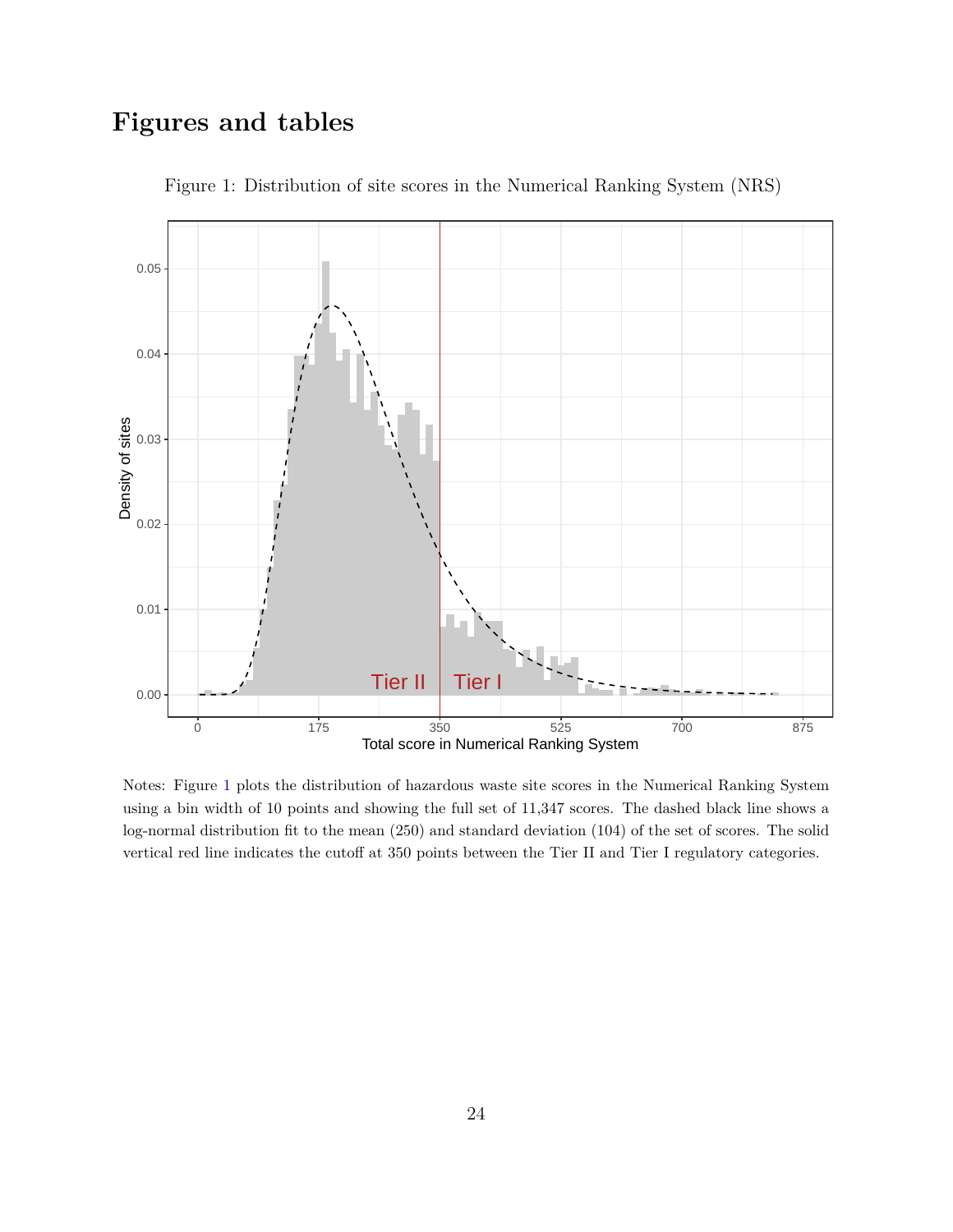# Figures and tables

Figure 1: Distribution of site scores in the Numerical Ranking System (NRS)

Notes: Figure 1 plots the distribution of hazardous waste site scores in the Numerical Ranking System using a bin width of 10 points and showing the full set of 11,347 scores. The dashed black line shows a log-normal distribution fit to the mean (250) and standard deviation (104) of the set of scores. The solid vertical red line indicates the cutoff at 350 points between the Tier II and Tier I regulatory categories.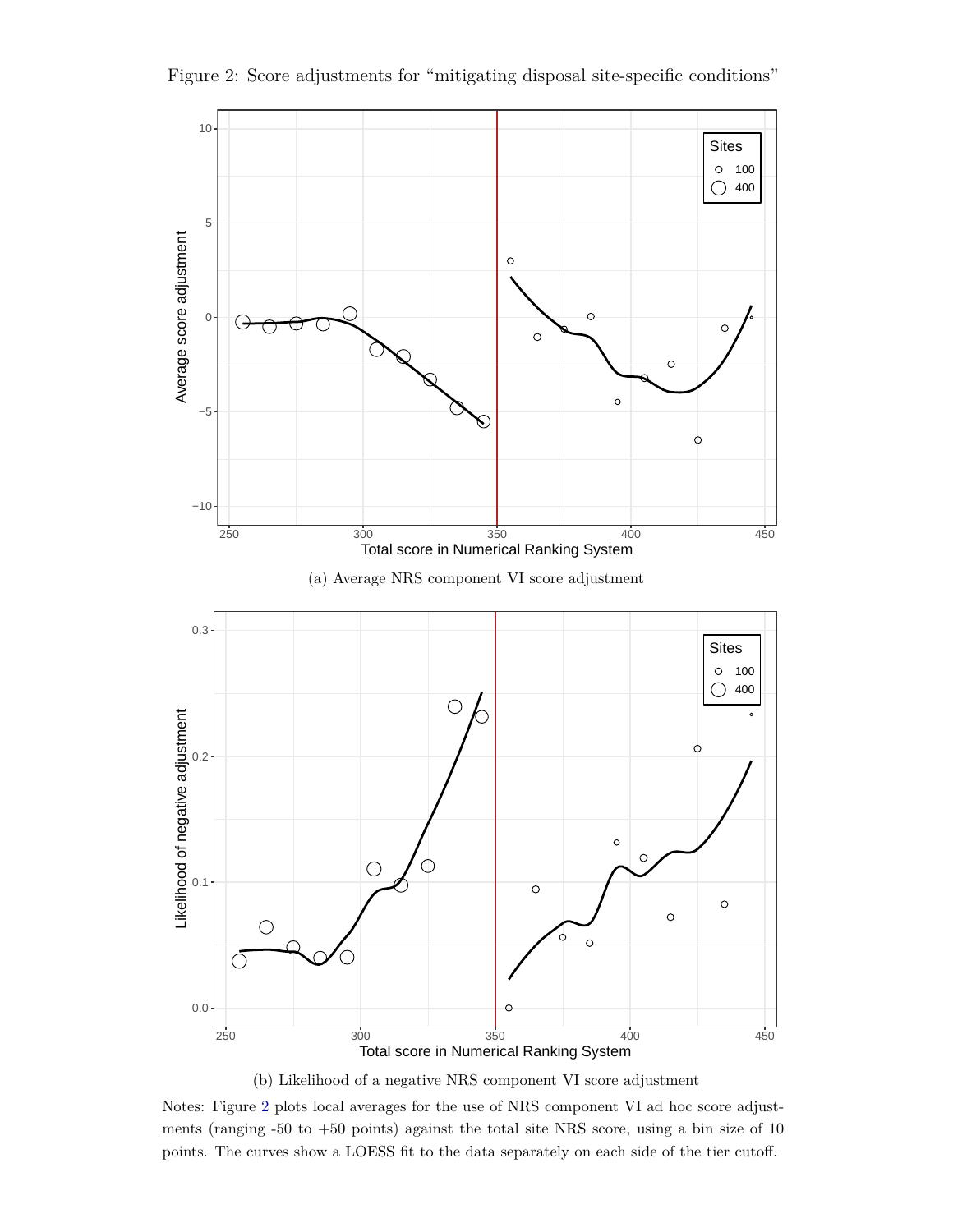Figure 2: Score adjustments for "mitigating disposal site-specific conditions"

(a) Average NRS component VI score adjustment

(b) Likelihood of a negative NRS component VI score adjustment

Notes: Figure 2 plots local averages for the use of NRS component VI ad hoc score adjustments (ranging -50 to +50 points) against the total site NRS score, using a bin size of 10 points. The curves show a LOESS fit to the data separately on each side of the tier cutoff.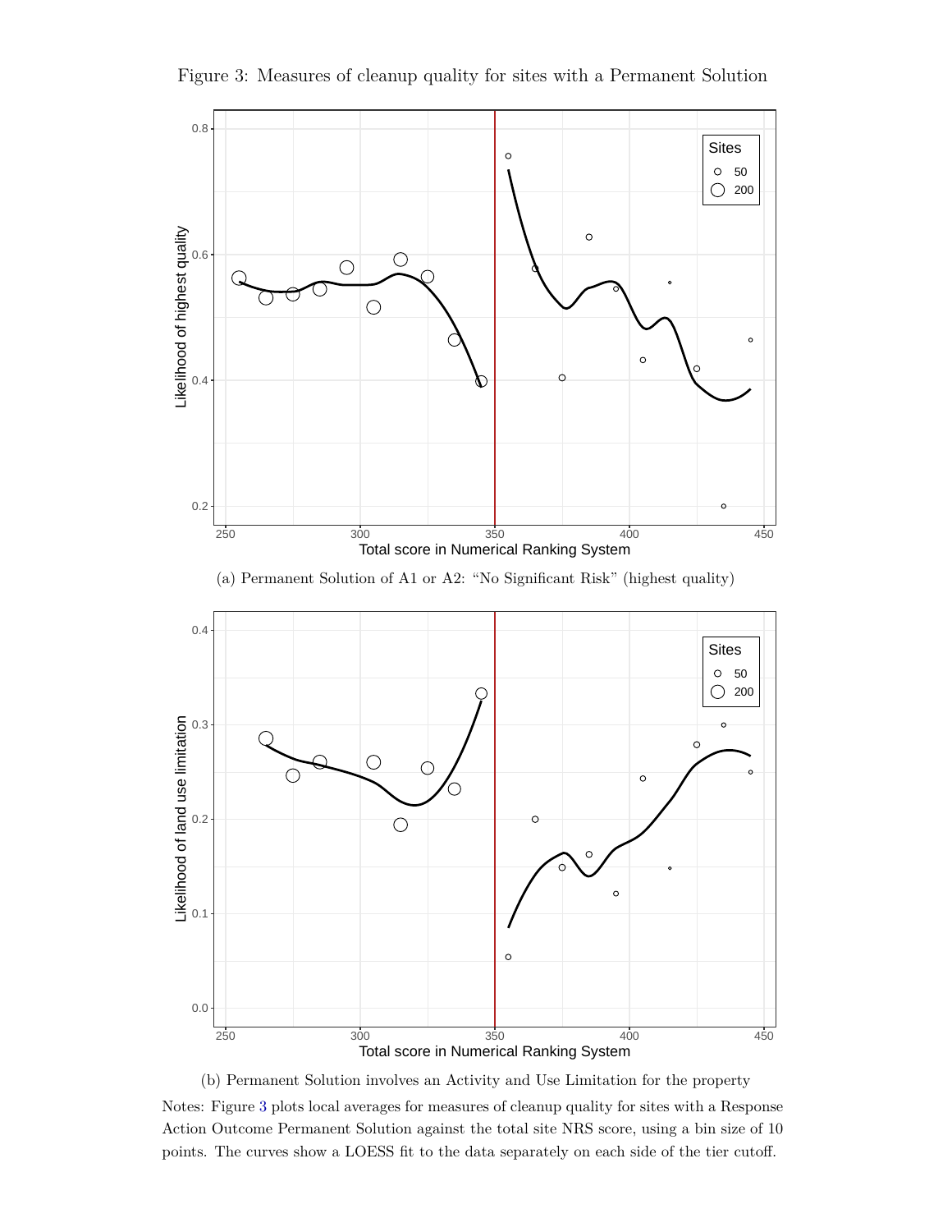Figure 3: Measures of cleanup quality for sites with a Permanent Solution

(a) Permanent Solution of A1 or A2: "No Significant Risk" (highest quality)

(b) Permanent Solution involves an Activity and Use Limitation for the property

Notes: Figure 3 plots local averages for measures of cleanup quality for sites with a Response Action Outcome Permanent Solution against the total site NRS score, using a bin size of 10 points. The curves show a LOESS fit to the data separately on each side of the tier cutoff.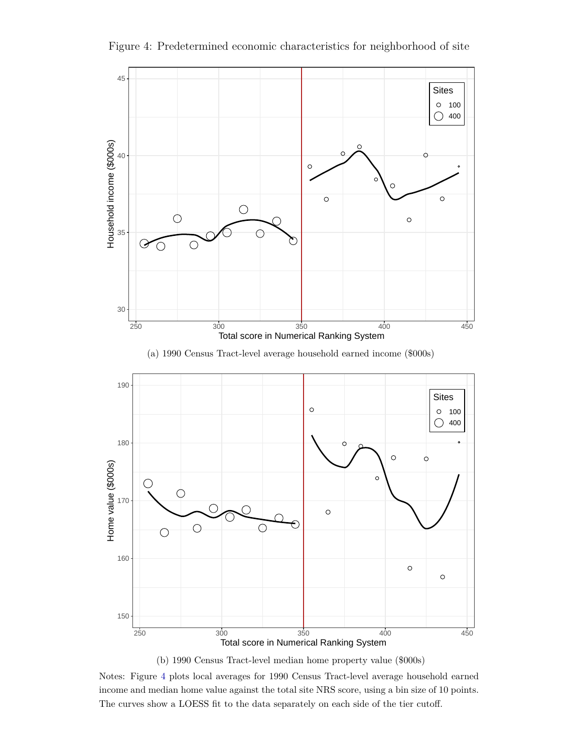Figure 4: Predetermined economic characteristics for neighborhood of site

(a) 1990 Census Tract-level average household earned income ($000s)

(b) 1990 Census Tract-level median home property value ($000s)

Notes: Figure 4 plots local averages for 1990 Census Tract-level average household earned income and median home value against the total site NRS score, using a bin size of 10 points. The curves show a LOESS fit to the data separately on each side of the tier cutoff.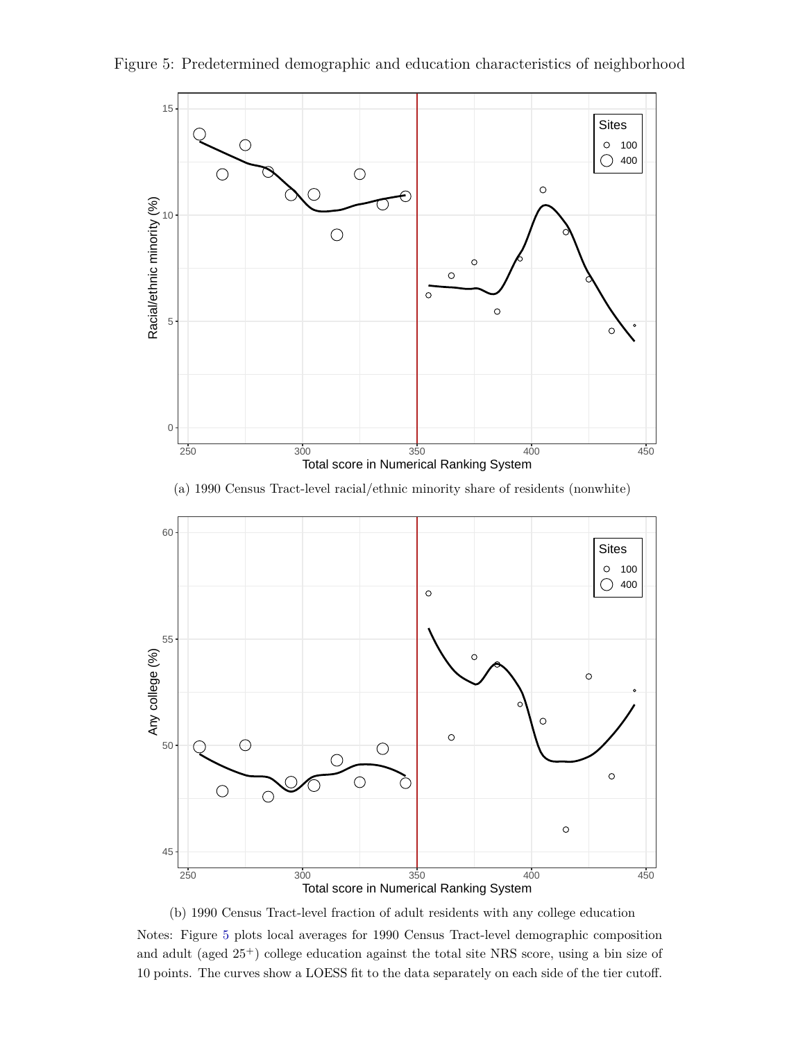Figure 5: Predetermined demographic and education characteristics of neighborhood

(a) 1990 Census Tract-level racial/ethnic minority share of residents (nonwhite)

(b) 1990 Census Tract-level fraction of adult residents with any college education

Notes: Figure 5 plots local averages for 1990 Census Tract-level demographic composition and adult (aged 25$^{+}$) college education against the total site NRS score, using a bin size of 10 points. The curves show a LOESS fit to the data separately on each side of the tier cutoff.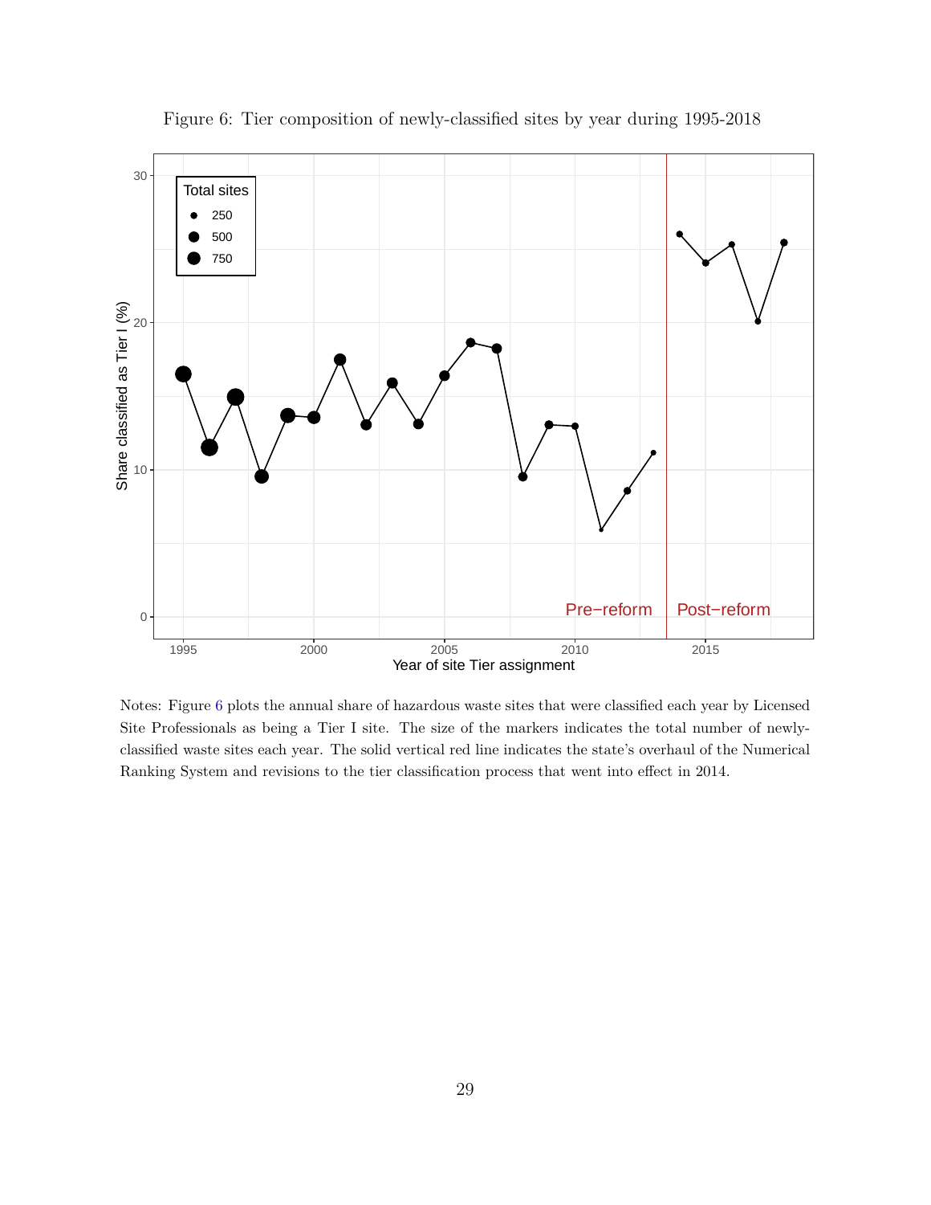Figure 6: Tier composition of newly-classified sites by year during 1995-2018

Notes: Figure 6 plots the annual share of hazardous waste sites that were classified each year by Licensed Site Professionals as being a Tier I site. The size of the markers indicates the total number of newly-classified waste sites each year. The solid vertical red line indicates the state's overhaul of the Numerical Ranking System and revisions to the tier classification process that went into effect in 2014.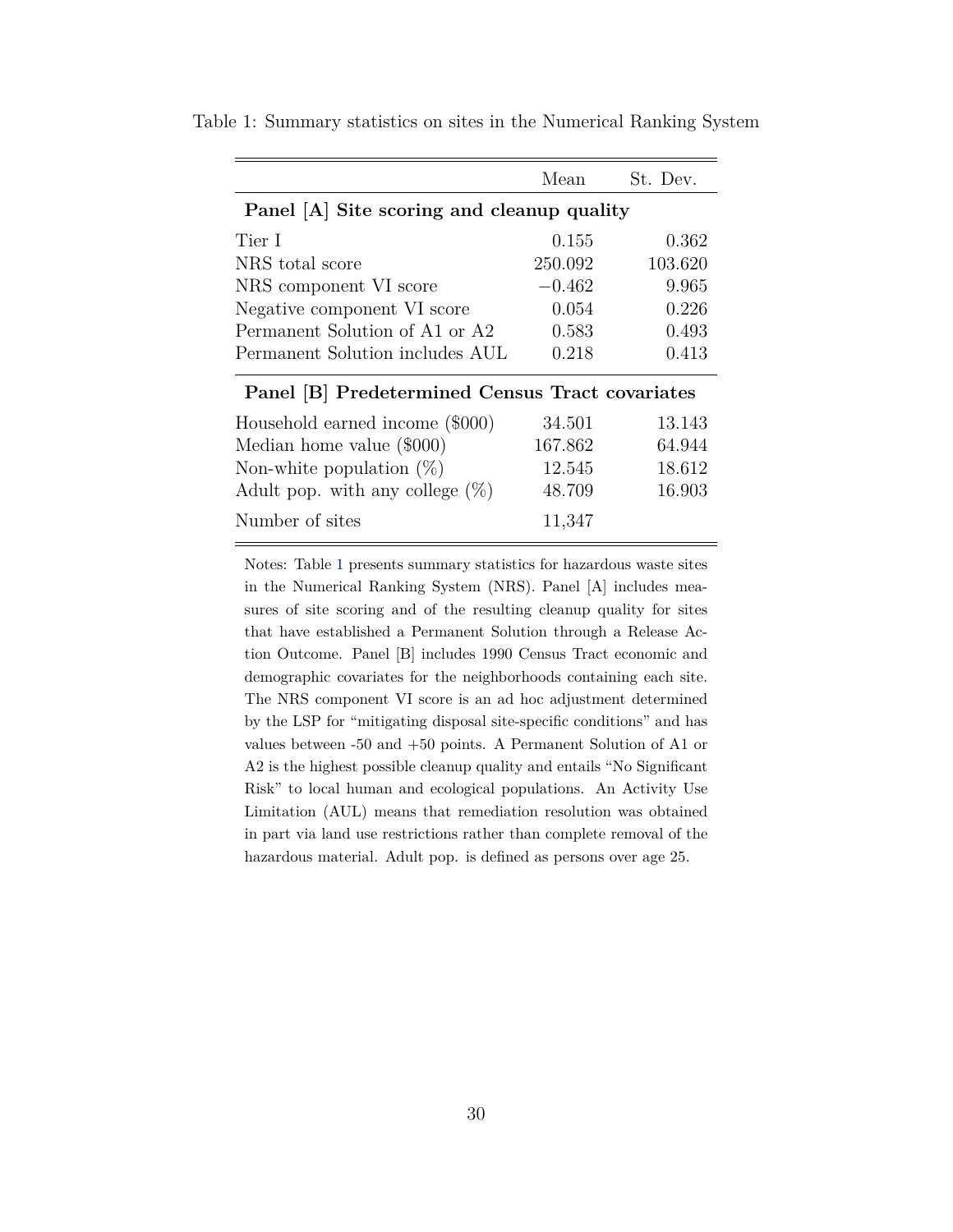Table 1: Summary statistics on sites in the Numerical Ranking System

| | Mean | St. Dev. |
|---|---|---|
| **Panel [A] Site scoring and cleanup quality** | | |
| Tier I | 0.155 | 0.362 |
| NRS total score | 250.092 | 103.620 |
| NRS component VI score | −0.462 | 9.965 |
| Negative component VI score | 0.054 | 0.226 |
| Permanent Solution of A1 or A2 | 0.583 | 0.493 |
| Permanent Solution includes AUL | 0.218 | 0.413 |
| **Panel [B] Predetermined Census Tract covariates** | | |
| Household earned income ($000) | 34.501 | 13.143 |
| Median home value ($000) | 167.862 | 64.944 |
| Non-white population (%) | 12.545 | 18.612 |
| Adult pop. with any college (%) | 48.709 | 16.903 |
| Number of sites | 11,347 | |

Notes: Table 1 presents summary statistics for hazardous waste sites in the Numerical Ranking System (NRS). Panel [A] includes measures of site scoring and of the resulting cleanup quality for sites that have established a Permanent Solution through a Release Action Outcome. Panel [B] includes 1990 Census Tract economic and demographic covariates for the neighborhoods containing each site. The NRS component VI score is an ad hoc adjustment determined by the LSP for "mitigating disposal site-specific conditions" and has values between -50 and +50 points. A Permanent Solution of A1 or A2 is the highest possible cleanup quality and entails "No Significant Risk" to local human and ecological populations. An Activity Use Limitation (AUL) means that remediation resolution was obtained in part via land use restrictions rather than complete removal of the hazardous material. Adult pop. is defined as persons over age 25.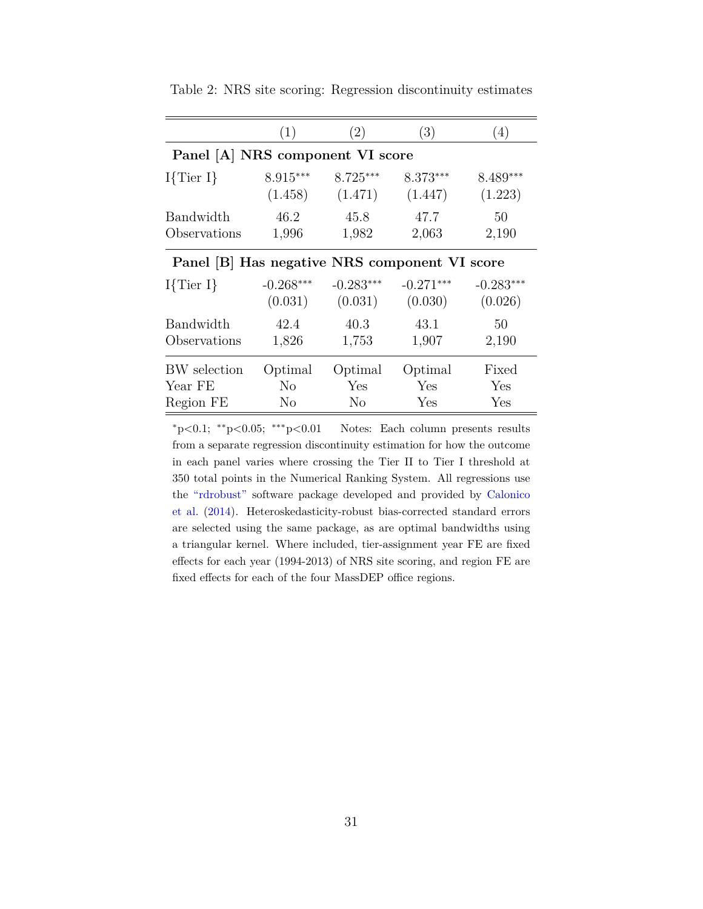Table 2: NRS site scoring: Regression discontinuity estimates

| | (1) | (2) | (3) | (4) |
|---|---|---|---|---|
| **Panel [A] NRS component VI score** | | | | |
| I{Tier I} | 8.915*** | 8.725*** | 8.373*** | 8.489*** |
| | (1.458) | (1.471) | (1.447) | (1.223) |
| Bandwidth | 46.2 | 45.8 | 47.7 | 50 |
| Observations | 1,996 | 1,982 | 2,063 | 2,190 |
| **Panel [B] Has negative NRS component VI score** | | | | |
| I{Tier I} | -0.268*** | -0.283*** | -0.271*** | -0.283*** |
| | (0.031) | (0.031) | (0.030) | (0.026) |
| Bandwidth | 42.4 | 40.3 | 43.1 | 50 |
| Observations | 1,826 | 1,753 | 1,907 | 2,190 |
| BW selection | Optimal | Optimal | Optimal | Fixed |
| Year FE | No | Yes | Yes | Yes |
| Region FE | No | No | Yes | Yes |

*p<0.1; **p<0.05; ***p<0.01 Notes: Each column presents results from a separate regression discontinuity estimation for how the outcome in each panel varies where crossing the Tier II to Tier I threshold at 350 total points in the Numerical Ranking System. All regressions use the "rdrobust" software package developed and provided by Calonico et al. (2014). Heteroskedasticity-robust bias-corrected standard errors are selected using the same package, as are optimal bandwidths using a triangular kernel. Where included, tier-assignment year FE are fixed effects for each year (1994-2013) of NRS site scoring, and region FE are fixed effects for each of the four MassDEP office regions.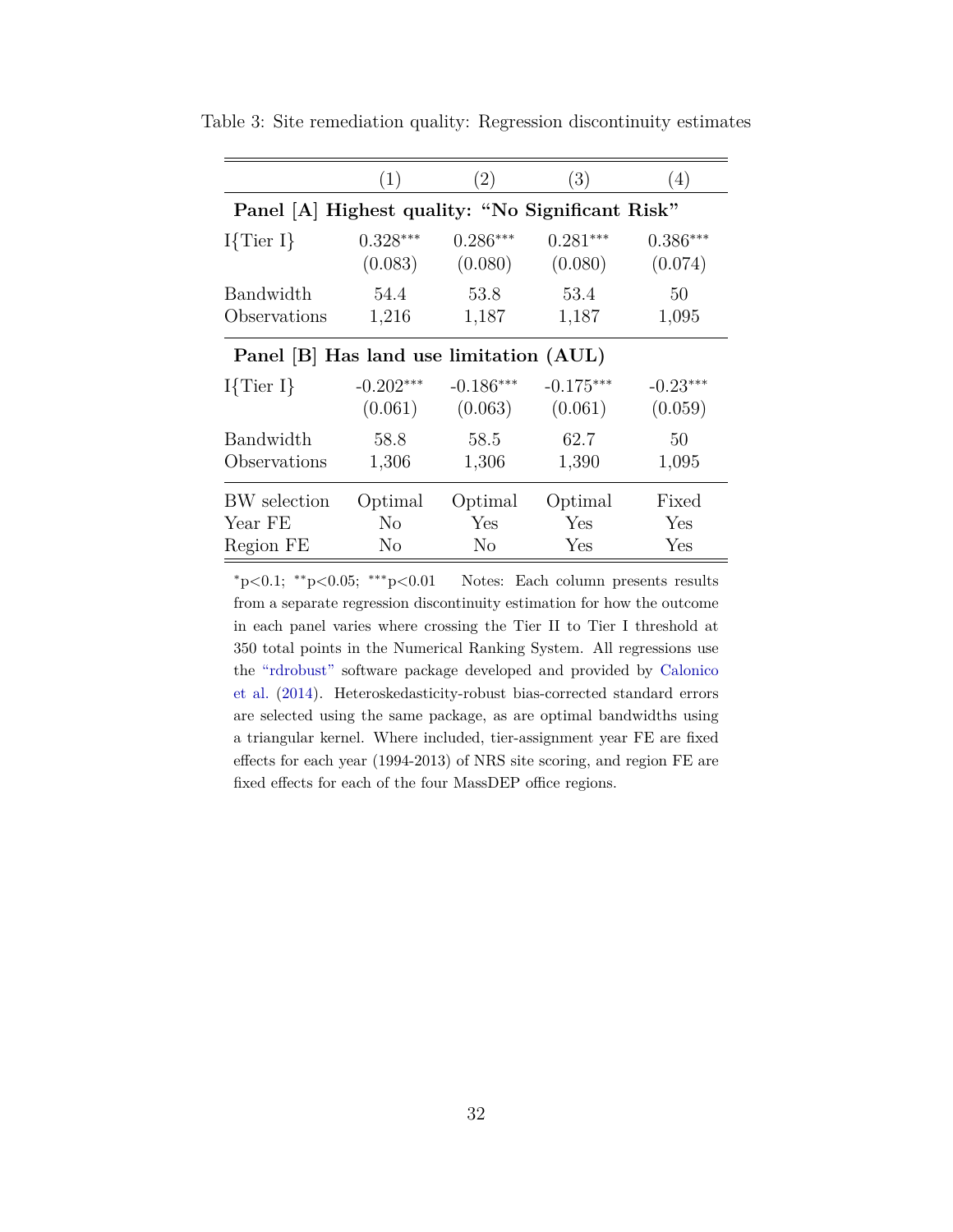Table 3: Site remediation quality: Regression discontinuity estimates

| | (1) | (2) | (3) | (4) |
|---|---|---|---|---|
| **Panel [A] Highest quality: "No Significant Risk"** | | | | |
| I{Tier I} | 0.328*** | 0.286*** | 0.281*** | 0.386*** |
| | (0.083) | (0.080) | (0.080) | (0.074) |
| Bandwidth | 54.4 | 53.8 | 53.4 | 50 |
| Observations | 1,216 | 1,187 | 1,187 | 1,095 |
| **Panel [B] Has land use limitation (AUL)** | | | | |
| I{Tier I} | -0.202*** | -0.186*** | -0.175*** | -0.23*** |
| | (0.061) | (0.063) | (0.061) | (0.059) |
| Bandwidth | 58.8 | 58.5 | 62.7 | 50 |
| Observations | 1,306 | 1,306 | 1,390 | 1,095 |
| BW selection | Optimal | Optimal | Optimal | Fixed |
| Year FE | No | Yes | Yes | Yes |
| Region FE | No | No | Yes | Yes |

*p<0.1; **p<0.05; ***p<0.01  Notes: Each column presents results from a separate regression discontinuity estimation for how the outcome in each panel varies where crossing the Tier II to Tier I threshold at 350 total points in the Numerical Ranking System. All regressions use the "rdrobust" software package developed and provided by Calonico et al. (2014). Heteroskedasticity-robust bias-corrected standard errors are selected using the same package, as are optimal bandwidths using a triangular kernel. Where included, tier-assignment year FE are fixed effects for each year (1994-2013) of NRS site scoring, and region FE are fixed effects for each of the four MassDEP office regions.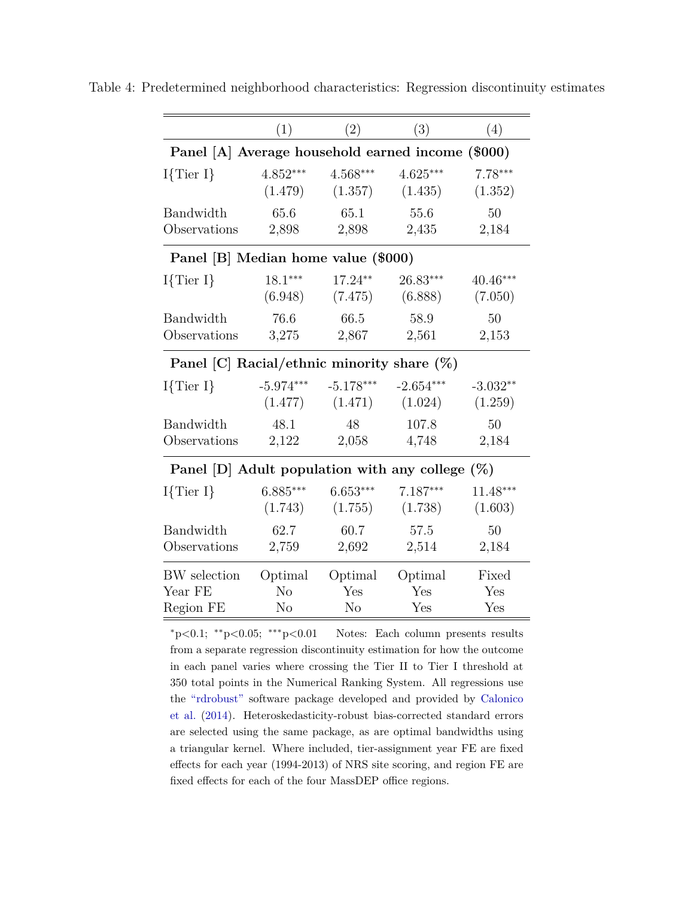Table 4: Predetermined neighborhood characteristics: Regression discontinuity estimates

| | (1) | (2) | (3) | (4) |
|---|---|---|---|---|
| **Panel [A] Average household earned income ($000)** | | | | |
| I{Tier I} | 4.852*** | 4.568*** | 4.625*** | 7.78*** |
| | (1.479) | (1.357) | (1.435) | (1.352) |
| Bandwidth | 65.6 | 65.1 | 55.6 | 50 |
| Observations | 2,898 | 2,898 | 2,435 | 2,184 |
| **Panel [B] Median home value ($000)** | | | | |
| I{Tier I} | 18.1*** | 17.24** | 26.83*** | 40.46*** |
| | (6.948) | (7.475) | (6.888) | (7.050) |
| Bandwidth | 76.6 | 66.5 | 58.9 | 50 |
| Observations | 3,275 | 2,867 | 2,561 | 2,153 |
| **Panel [C] Racial/ethnic minority share (%)** | | | | |
| I{Tier I} | -5.974*** | -5.178*** | -2.654*** | -3.032** |
| | (1.477) | (1.471) | (1.024) | (1.259) |
| Bandwidth | 48.1 | 48 | 107.8 | 50 |
| Observations | 2,122 | 2,058 | 4,748 | 2,184 |
| **Panel [D] Adult population with any college (%)** | | | | |
| I{Tier I} | 6.885*** | 6.653*** | 7.187*** | 11.48*** |
| | (1.743) | (1.755) | (1.738) | (1.603) |
| Bandwidth | 62.7 | 60.7 | 57.5 | 50 |
| Observations | 2,759 | 2,692 | 2,514 | 2,184 |
| BW selection | Optimal | Optimal | Optimal | Fixed |
| Year FE | No | Yes | Yes | Yes |
| Region FE | No | No | Yes | Yes |

*p<0.1; **p<0.05; ***p<0.01 Notes: Each column presents results from a separate regression discontinuity estimation for how the outcome in each panel varies where crossing the Tier II to Tier I threshold at 350 total points in the Numerical Ranking System. All regressions use the "rdrobust" software package developed and provided by Calonico et al. (2014). Heteroskedasticity-robust bias-corrected standard errors are selected using the same package, as are optimal bandwidths using a triangular kernel. Where included, tier-assignment year FE are fixed effects for each year (1994-2013) of NRS site scoring, and region FE are fixed effects for each of the four MassDEP office regions.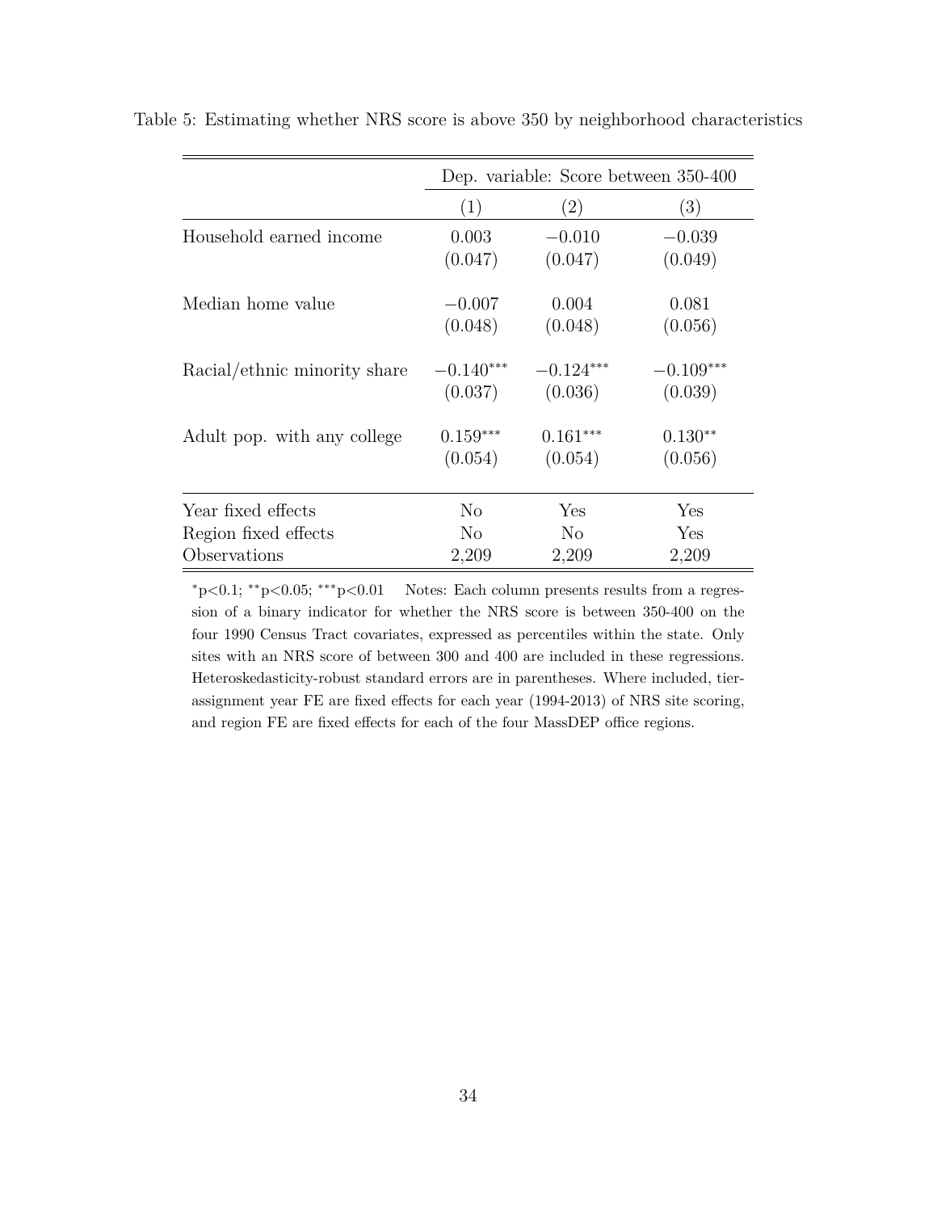Table 5: Estimating whether NRS score is above 350 by neighborhood characteristics

| | Dep. variable: Score between 350-400 | | |
|---|---|---|---|
| | (1) | (2) | (3) |
| Household earned income | 0.003 | −0.010 | −0.039 |
| | (0.047) | (0.047) | (0.049) |
| Median home value | −0.007 | 0.004 | 0.081 |
| | (0.048) | (0.048) | (0.056) |
| Racial/ethnic minority share | −0.140*** | −0.124*** | −0.109*** |
| | (0.037) | (0.036) | (0.039) |
| Adult pop. with any college | 0.159*** | 0.161*** | 0.130** |
| | (0.054) | (0.054) | (0.056) |
| Year fixed effects | No | Yes | Yes |
| Region fixed effects | No | No | Yes |
| Observations | 2,209 | 2,209 | 2,209 |

*p<0.1; **p<0.05; ***p<0.01 Notes: Each column presents results from a regression of a binary indicator for whether the NRS score is between 350-400 on the four 1990 Census Tract covariates, expressed as percentiles within the state. Only sites with an NRS score of between 300 and 400 are included in these regressions. Heteroskedasticity-robust standard errors are in parentheses. Where included, tier-assignment year FE are fixed effects for each year (1994-2013) of NRS site scoring, and region FE are fixed effects for each of the four MassDEP office regions.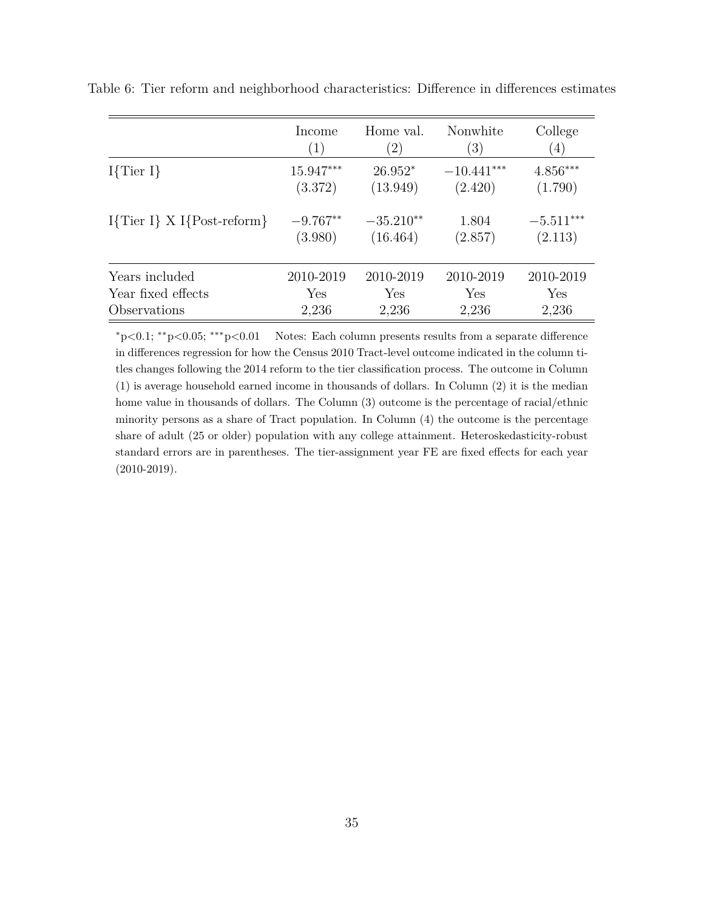Table 6: Tier reform and neighborhood characteristics: Difference in differences estimates

| | Income | Home val. | Nonwhite | College |
|---|---|---|---|---|
| | (1) | (2) | (3) | (4) |
| I{Tier I} | 15.947*** | 26.952* | −10.441*** | 4.856*** |
| | (3.372) | (13.949) | (2.420) | (1.790) |
| I{Tier I} X I{Post-reform} | −9.767** | −35.210** | 1.804 | −5.511*** |
| | (3.980) | (16.464) | (2.857) | (2.113) |
| Years included | 2010-2019 | 2010-2019 | 2010-2019 | 2010-2019 |
| Year fixed effects | Yes | Yes | Yes | Yes |
| Observations | 2,236 | 2,236 | 2,236 | 2,236 |

*p<0.1; **p<0.05; ***p<0.01 Notes: Each column presents results from a separate difference in differences regression for how the Census 2010 Tract-level outcome indicated in the column titles changes following the 2014 reform to the tier classification process. The outcome in Column (1) is average household earned income in thousands of dollars. In Column (2) it is the median home value in thousands of dollars. The Column (3) outcome is the percentage of racial/ethnic minority persons as a share of Tract population. In Column (4) the outcome is the percentage share of adult (25 or older) population with any college attainment. Heteroskedasticity-robust standard errors are in parentheses. The tier-assignment year FE are fixed effects for each year (2010-2019).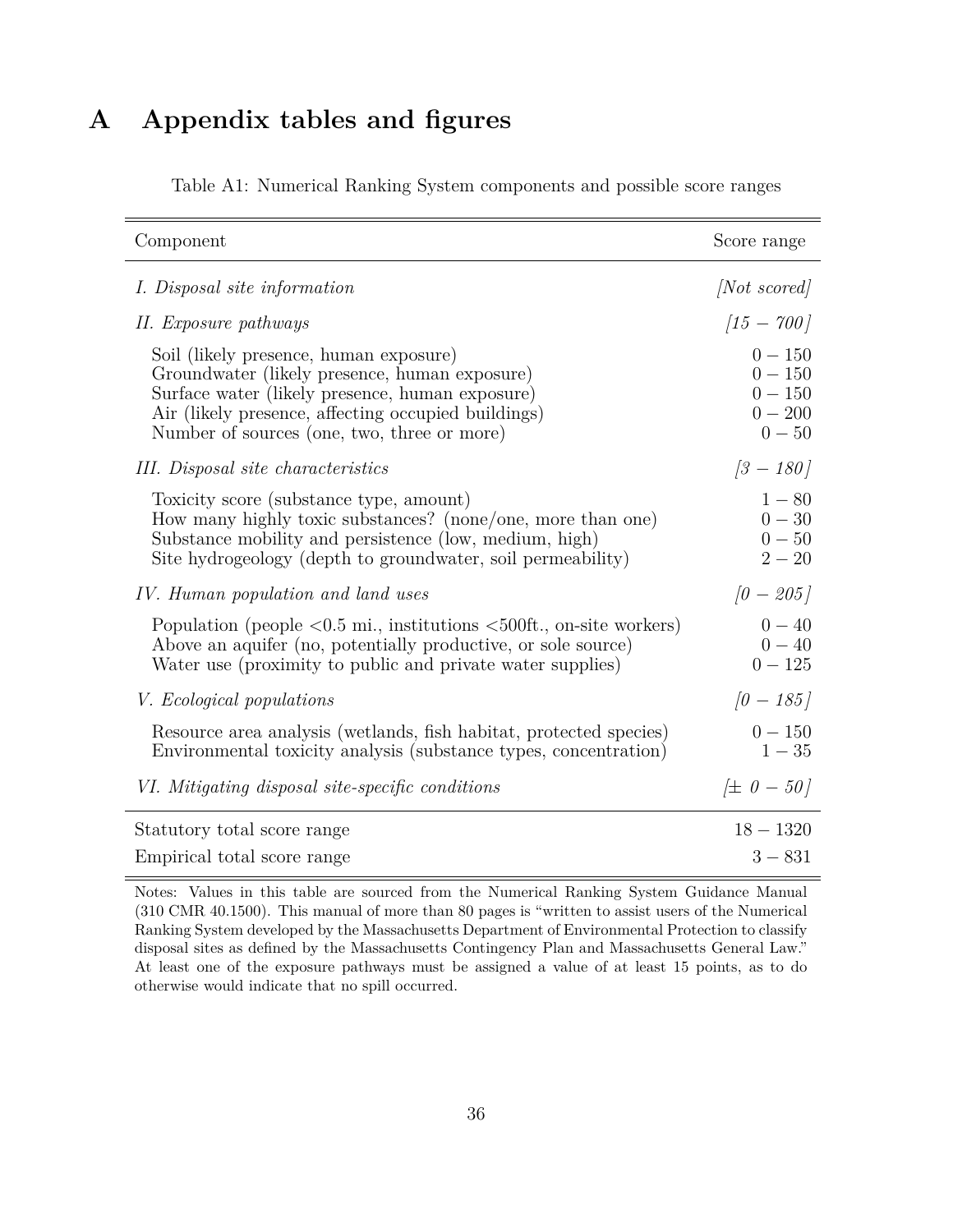# A Appendix tables and figures

Table A1: Numerical Ranking System components and possible score ranges

| Component | Score range |
|---|---|
| *I. Disposal site information* | *[Not scored]* |
| *II. Exposure pathways* | *[15 − 700]* |
| Soil (likely presence, human exposure) | 0 − 150 |
| Groundwater (likely presence, human exposure) | 0 − 150 |
| Surface water (likely presence, human exposure) | 0 − 150 |
| Air (likely presence, affecting occupied buildings) | 0 − 200 |
| Number of sources (one, two, three or more) | 0 − 50 |
| *III. Disposal site characteristics* | *[3 − 180]* |
| Toxicity score (substance type, amount) | 1 − 80 |
| How many highly toxic substances? (none/one, more than one) | 0 − 30 |
| Substance mobility and persistence (low, medium, high) | 0 − 50 |
| Site hydrogeology (depth to groundwater, soil permeability) | 2 − 20 |
| *IV. Human population and land uses* | *[0 − 205]* |
| Population (people <0.5 mi., institutions <500ft., on-site workers) | 0 − 40 |
| Above an aquifer (no, potentially productive, or sole source) | 0 − 40 |
| Water use (proximity to public and private water supplies) | 0 − 125 |
| *V. Ecological populations* | *[0 − 185]* |
| Resource area analysis (wetlands, fish habitat, protected species) | 0 − 150 |
| Environmental toxicity analysis (substance types, concentration) | 1 − 35 |
| *VI. Mitigating disposal site-specific conditions* | *[± 0 − 50]* |
| Statutory total score range | 18 − 1320 |
| Empirical total score range | 3 − 831 |

Notes: Values in this table are sourced from the Numerical Ranking System Guidance Manual (310 CMR 40.1500). This manual of more than 80 pages is "written to assist users of the Numerical Ranking System developed by the Massachusetts Department of Environmental Protection to classify disposal sites as defined by the Massachusetts Contingency Plan and Massachusetts General Law." At least one of the exposure pathways must be assigned a value of at least 15 points, as to do otherwise would indicate that no spill occurred.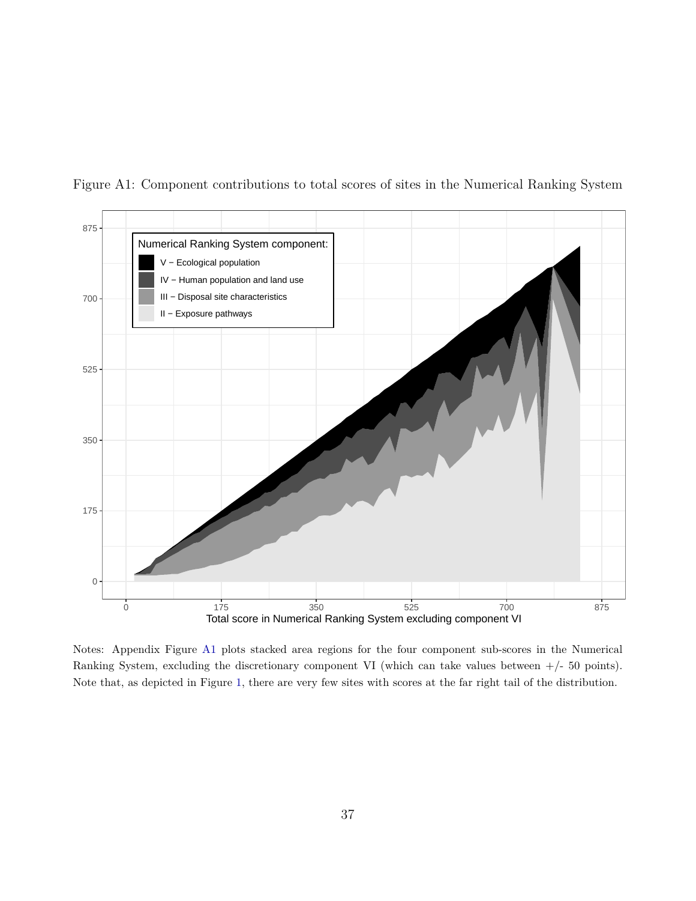Figure A1: Component contributions to total scores of sites in the Numerical Ranking System

Notes: Appendix Figure A1 plots stacked area regions for the four component sub-scores in the Numerical Ranking System, excluding the discretionary component VI (which can take values between +/- 50 points). Note that, as depicted in Figure 1, there are very few sites with scores at the far right tail of the distribution.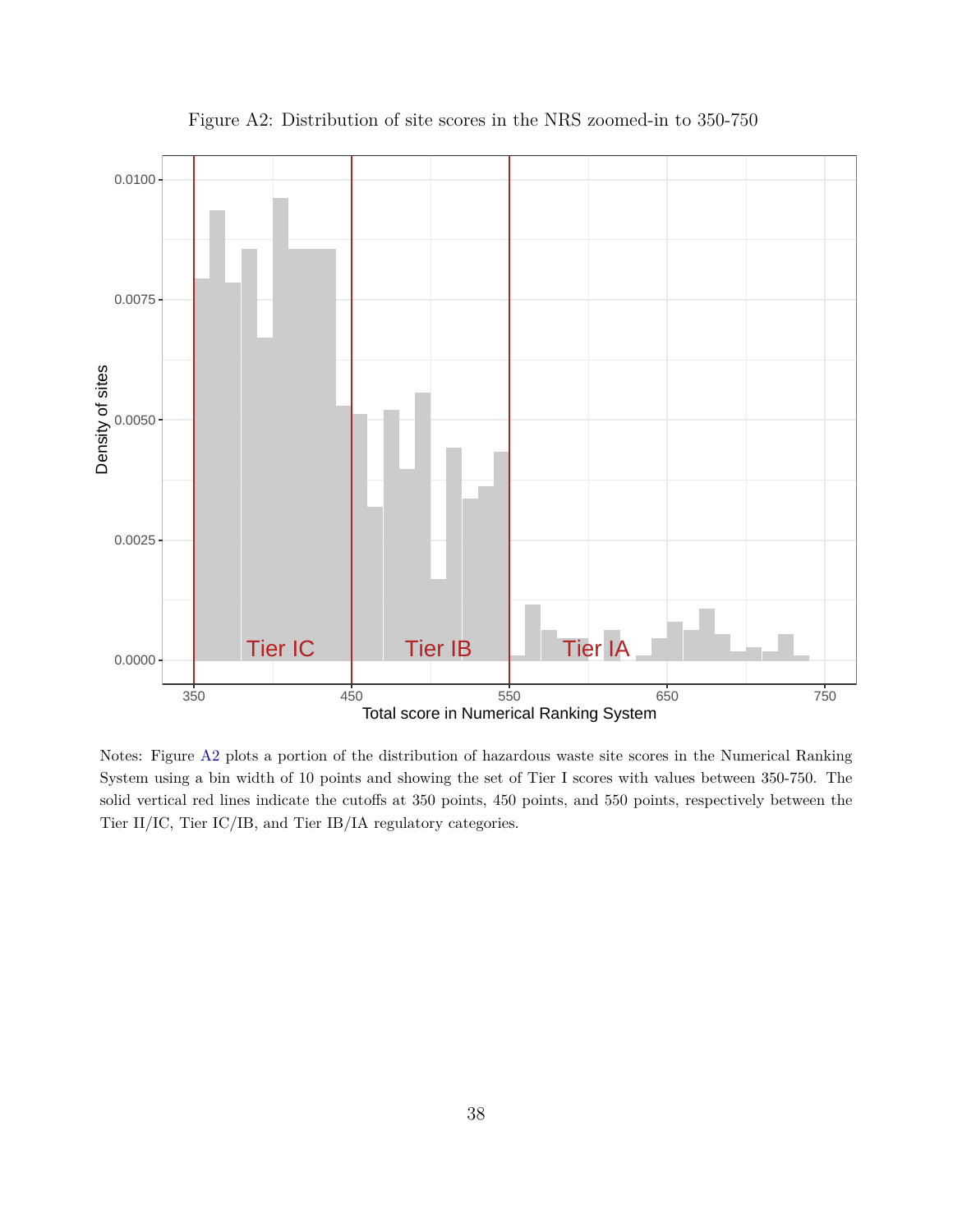Figure A2: Distribution of site scores in the NRS zoomed-in to 350-750

0.0100
0.0075
0.0050
0.0025
0.0000

Density of sites

Tier IC
Tier IB
Tier IA

350
450
550
650
750

Total score in Numerical Ranking System

Notes: Figure A2 plots a portion of the distribution of hazardous waste site scores in the Numerical Ranking System using a bin width of 10 points and showing the set of Tier I scores with values between 350-750. The solid vertical red lines indicate the cutoffs at 350 points, 450 points, and 550 points, respectively between the Tier II/IC, Tier IC/IB, and Tier IB/IA regulatory categories.